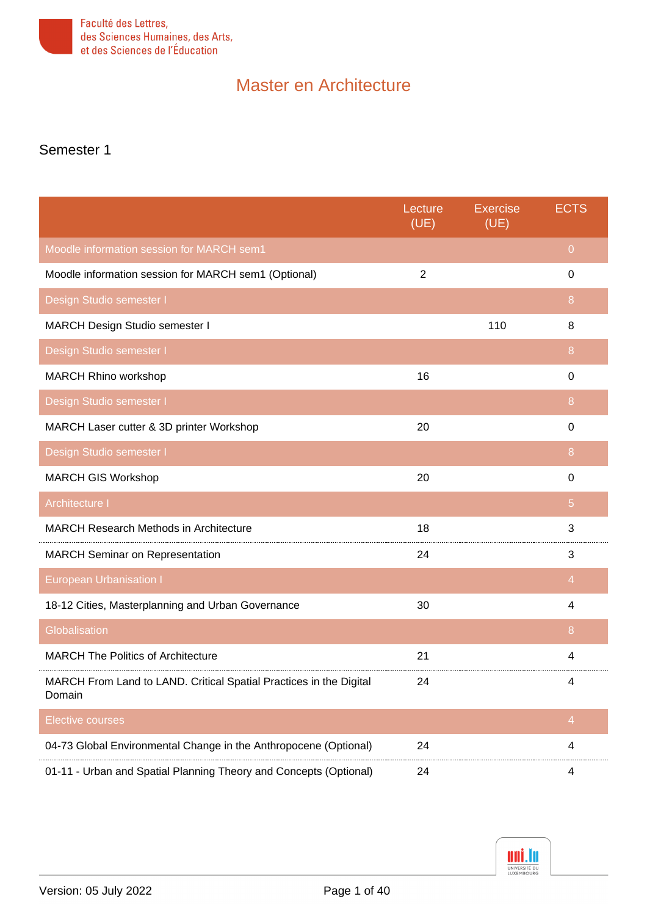Faculté des Lettres, des Sciences Humaines, des Arts, et des Sciences de l'Éducation

# Master en Architecture

## Semester 1

| | Lecture (UE) | Exercise (UE) | ECTS |
|---|---|---|---|
| **Moodle information session for MARCH sem1** | | | **0** |
| Moodle information session for MARCH sem1 (Optional) | 2 | | 0 |
| **Design Studio semester I** | | | **8** |
| MARCH Design Studio semester I | | 110 | 8 |
| **Design Studio semester I** | | | **8** |
| MARCH Rhino workshop | 16 | | 0 |
| **Design Studio semester I** | | | **8** |
| MARCH Laser cutter & 3D printer Workshop | 20 | | 0 |
| **Design Studio semester I** | | | **8** |
| MARCH GIS Workshop | 20 | | 0 |
| **Architecture I** | | | **5** |
| MARCH Research Methods in Architecture | 18 | | 3 |
| MARCH Seminar on Representation | 24 | | 3 |
| **European Urbanisation I** | | | **4** |
| 18-12 Cities, Masterplanning and Urban Governance | 30 | | 4 |
| **Globalisation** | | | **8** |
| MARCH The Politics of Architecture | 21 | | 4 |
| MARCH From Land to LAND. Critical Spatial Practices in the Digital Domain | 24 | | 4 |
| **Elective courses** | | | **4** |
| 04-73 Global Environmental Change in the Anthropocene (Optional) | 24 | | 4 |
| 01-11 - Urban and Spatial Planning Theory and Concepts (Optional) | 24 | | 4 |

Version: 05 July 2022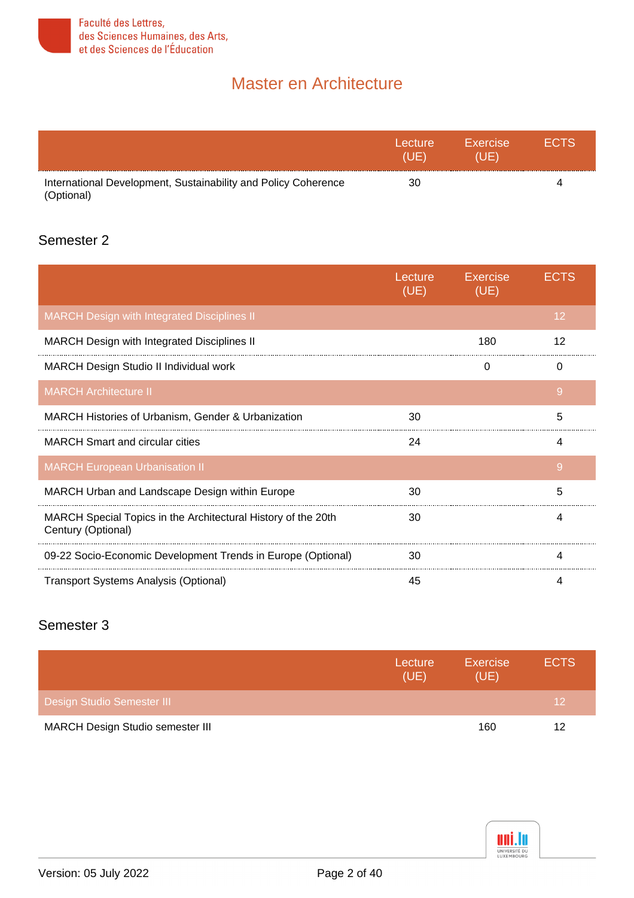# Master en Architecture

| | Lecture (UE) | Exercise (UE) | ECTS |
|---|---|---|---|
| International Development, Sustainability and Policy Coherence (Optional) | 30 | | 4 |

## Semester 2

| | Lecture (UE) | Exercise (UE) | ECTS |
|---|---|---|---|
| MARCH Design with Integrated Disciplines II | | | 12 |
| MARCH Design with Integrated Disciplines II | | 180 | 12 |
| MARCH Design Studio II Individual work | | 0 | 0 |
| MARCH Architecture II | | | 9 |
| MARCH Histories of Urbanism, Gender & Urbanization | 30 | | 5 |
| MARCH Smart and circular cities | 24 | | 4 |
| MARCH European Urbanisation II | | | 9 |
| MARCH Urban and Landscape Design within Europe | 30 | | 5 |
| MARCH Special Topics in the Architectural History of the 20th Century (Optional) | 30 | | 4 |
| 09-22 Socio-Economic Development Trends in Europe (Optional) | 30 | | 4 |
| Transport Systems Analysis (Optional) | 45 | | 4 |

## Semester 3

| | Lecture (UE) | Exercise (UE) | ECTS |
|---|---|---|---|
| Design Studio Semester III | | | 12 |
| MARCH Design Studio semester III | | 160 | 12 |

Version: 05 July 2022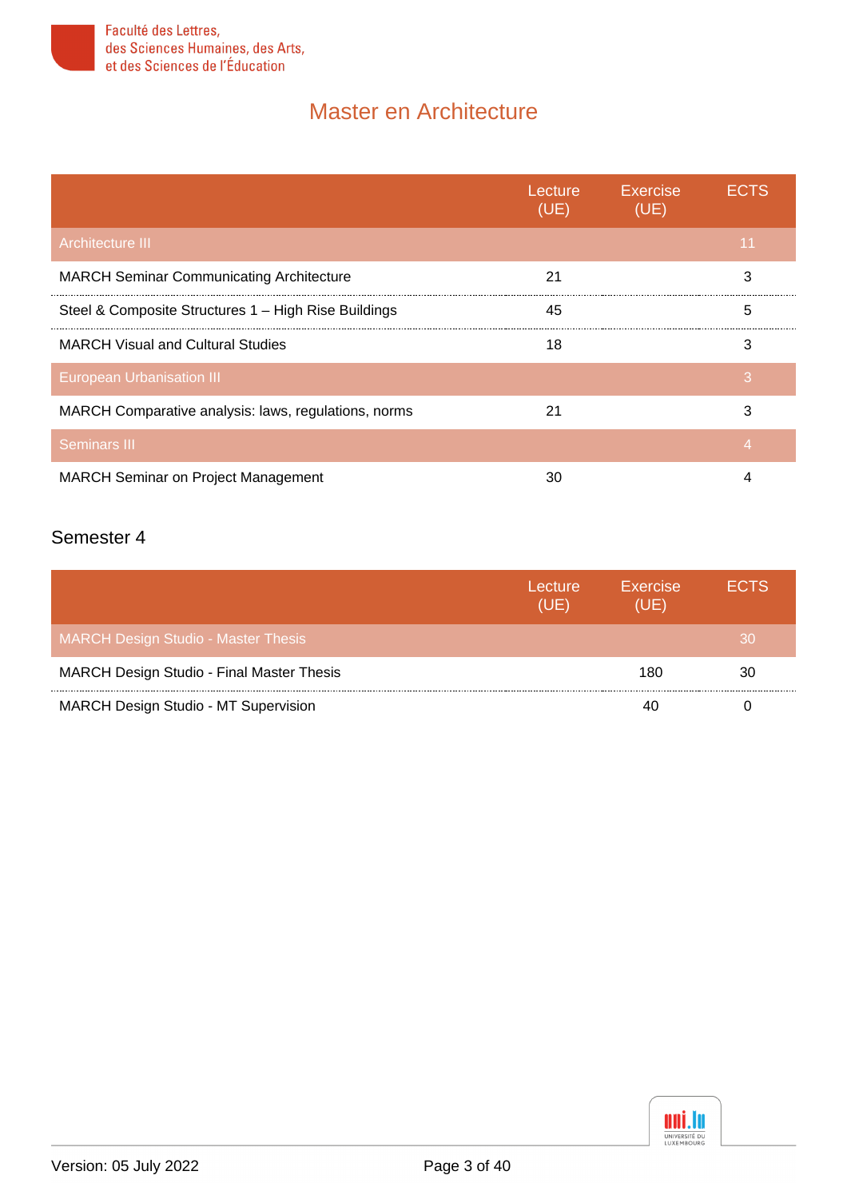# Master en Architecture

| | Lecture (UE) | Exercise (UE) | ECTS |
|---|---|---|---|
| Architecture III | | | 11 |
| MARCH Seminar Communicating Architecture | 21 | | 3 |
| Steel & Composite Structures 1 – High Rise Buildings | 45 | | 5 |
| MARCH Visual and Cultural Studies | 18 | | 3 |
| European Urbanisation III | | | 3 |
| MARCH Comparative analysis: laws, regulations, norms | 21 | | 3 |
| Seminars III | | | 4 |
| MARCH Seminar on Project Management | 30 | | 4 |

## Semester 4

| | Lecture (UE) | Exercise (UE) | ECTS |
|---|---|---|---|
| MARCH Design Studio - Master Thesis | | | 30 |
| MARCH Design Studio - Final Master Thesis | | 180 | 30 |
| MARCH Design Studio - MT Supervision | | 40 | 0 |

Version: 05 July 2022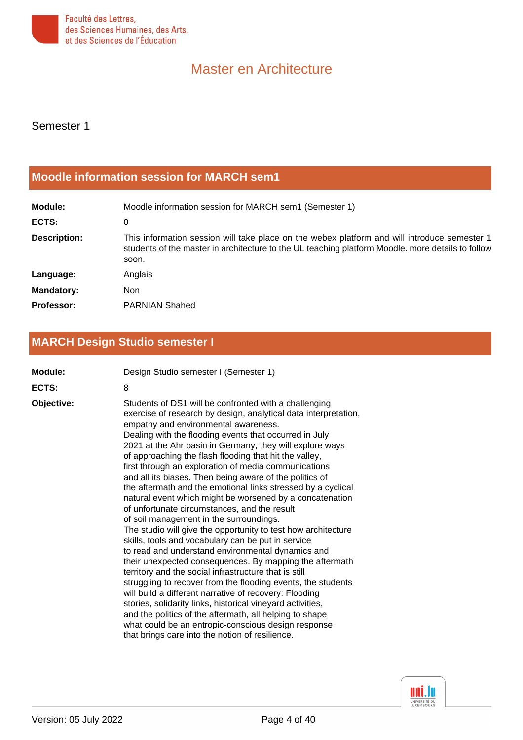# Master en Architecture

## Semester 1

### Moodle information session for MARCH sem1

**Module:** Moodle information session for MARCH sem1 (Semester 1)

**ECTS:** 0

**Description:** This information session will take place on the webex platform and will introduce semester 1 students of the master in architecture to the UL teaching platform Moodle. more details to follow soon.

**Language:** Anglais

**Mandatory:** Non

**Professor:** PARNIAN Shahed

### MARCH Design Studio semester I

**Module:** Design Studio semester I (Semester 1)

**ECTS:** 8

**Objective:** Students of DS1 will be confronted with a challenging exercise of research by design, analytical data interpretation, empathy and environmental awareness.
Dealing with the flooding events that occurred in July 2021 at the Ahr basin in Germany, they will explore ways of approaching the flash flooding that hit the valley, first through an exploration of media communications and all its biases. Then being aware of the politics of the aftermath and the emotional links stressed by a cyclical natural event which might be worsened by a concatenation of unfortunate circumstances, and the result of soil management in the surroundings.
The studio will give the opportunity to test how architecture skills, tools and vocabulary can be put in service to read and understand environmental dynamics and their unexpected consequences. By mapping the aftermath territory and the social infrastructure that is still struggling to recover from the flooding events, the students will build a different narrative of recovery: Flooding stories, solidarity links, historical vineyard activities, and the politics of the aftermath, all helping to shape what could be an entropic-conscious design response that brings care into the notion of resilience.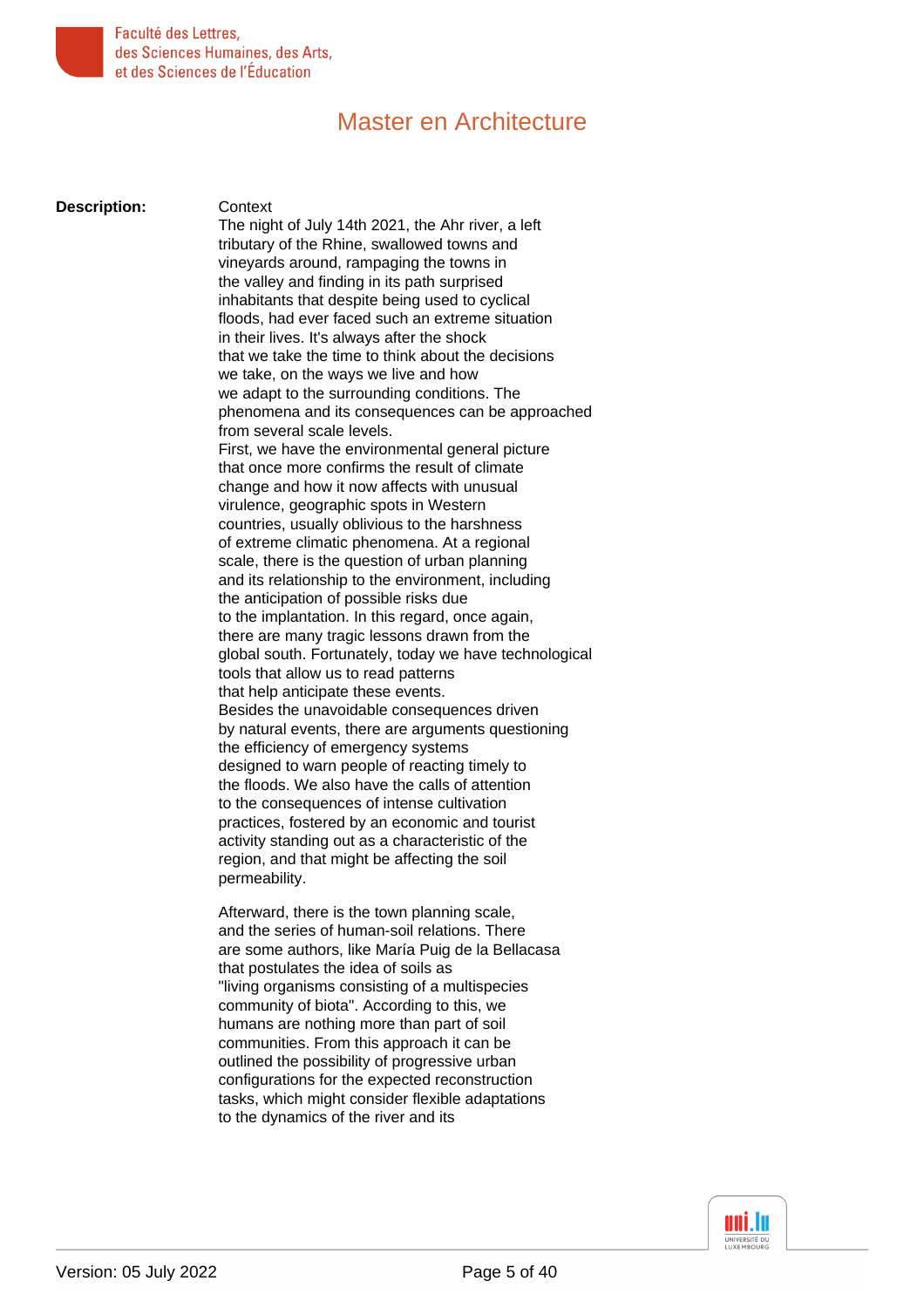# Master en Architecture

**Description:**

Context

The night of July 14th 2021, the Ahr river, a left tributary of the Rhine, swallowed towns and vineyards around, rampaging the towns in the valley and finding in its path surprised inhabitants that despite being used to cyclical floods, had ever faced such an extreme situation in their lives. It's always after the shock that we take the time to think about the decisions we take, on the ways we live and how we adapt to the surrounding conditions. The phenomena and its consequences can be approached from several scale levels.

First, we have the environmental general picture that once more confirms the result of climate change and how it now affects with unusual virulence, geographic spots in Western countries, usually oblivious to the harshness of extreme climatic phenomena. At a regional scale, there is the question of urban planning and its relationship to the environment, including the anticipation of possible risks due to the implantation. In this regard, once again, there are many tragic lessons drawn from the global south. Fortunately, today we have technological tools that allow us to read patterns that help anticipate these events.

Besides the unavoidable consequences driven by natural events, there are arguments questioning the efficiency of emergency systems designed to warn people of reacting timely to the floods. We also have the calls of attention to the consequences of intense cultivation practices, fostered by an economic and tourist activity standing out as a characteristic of the region, and that might be affecting the soil permeability.

Afterward, there is the town planning scale, and the series of human-soil relations. There are some authors, like María Puig de la Bellacasa that postulates the idea of soils as "living organisms consisting of a multispecies community of biota". According to this, we humans are nothing more than part of soil communities. From this approach it can be outlined the possibility of progressive urban configurations for the expected reconstruction tasks, which might consider flexible adaptations to the dynamics of the river and its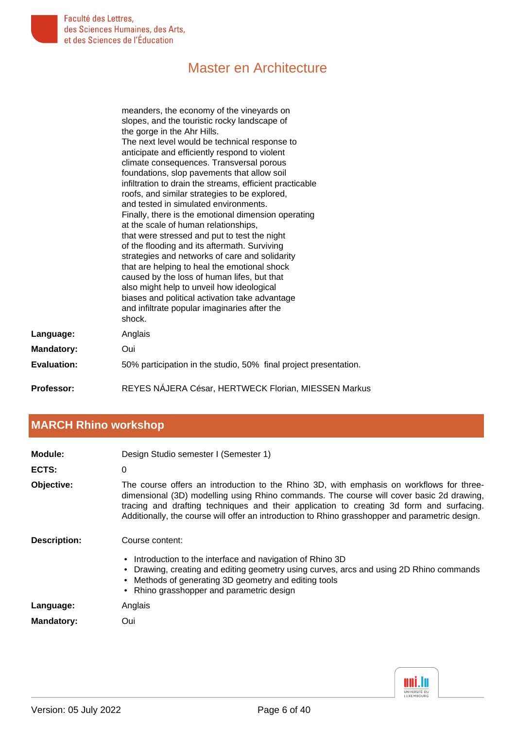meanders, the economy of the vineyards on slopes, and the touristic rocky landscape of the gorge in the Ahr Hills.
The next level would be technical response to anticipate and efficiently respond to violent climate consequences. Transversal porous foundations, slop pavements that allow soil infiltration to drain the streams, efficient practicable roofs, and similar strategies to be explored, and tested in simulated environments.
Finally, there is the emotional dimension operating at the scale of human relationships, that were stressed and put to test the night of the flooding and its aftermath. Surviving strategies and networks of care and solidarity that are helping to heal the emotional shock caused by the loss of human lifes, but that also might help to unveil how ideological biases and political activation take advantage and infiltrate popular imaginaries after the shock.

**Language:** Anglais

**Mandatory:** Oui

**Evaluation:** 50% participation in the studio, 50% final project presentation.

**Professor:** REYES NÁJERA César, HERTWECK Florian, MIESSEN Markus

## MARCH Rhino workshop

**Module:** Design Studio semester I (Semester 1)

**ECTS:** 0

**Objective:** The course offers an introduction to the Rhino 3D, with emphasis on workflows for three-dimensional (3D) modelling using Rhino commands. The course will cover basic 2d drawing, tracing and drafting techniques and their application to creating 3d form and surfacing. Additionally, the course will offer an introduction to Rhino grasshopper and parametric design.

**Description:** Course content:

- Introduction to the interface and navigation of Rhino 3D
- Drawing, creating and editing geometry using curves, arcs and using 2D Rhino commands
- Methods of generating 3D geometry and editing tools
- Rhino grasshopper and parametric design

**Language:** Anglais

**Mandatory:** Oui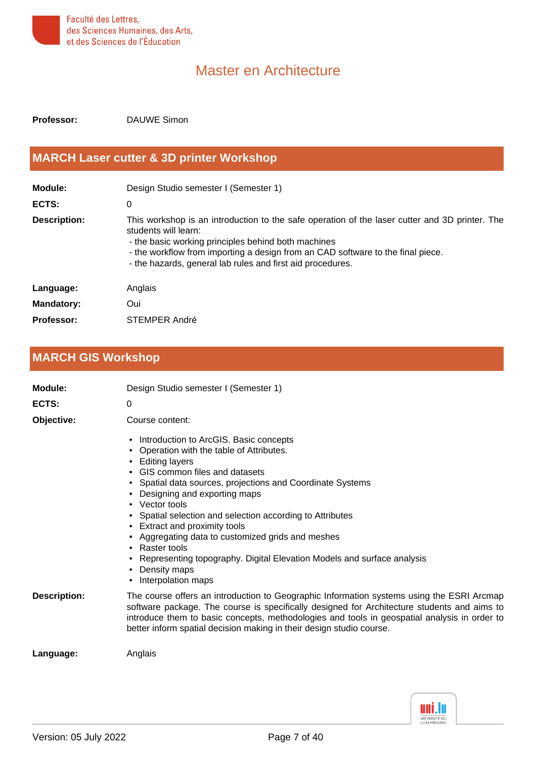Master en Architecture

**Professor:** DAUWE Simon

## MARCH Laser cutter & 3D printer Workshop

**Module:** Design Studio semester I (Semester 1)

**ECTS:** 0

**Description:** This workshop is an introduction to the safe operation of the laser cutter and 3D printer. The students will learn:
- the basic working principles behind both machines
- the workflow from importing a design from an CAD software to the final piece.
- the hazards, general lab rules and first aid procedures.

**Language:** Anglais

**Mandatory:** Oui

**Professor:** STEMPER André

## MARCH GIS Workshop

**Module:** Design Studio semester I (Semester 1)

**ECTS:** 0

**Objective:** Course content:

- Introduction to ArcGIS. Basic concepts
- Operation with the table of Attributes.
- Editing layers
- GIS common files and datasets
- Spatial data sources, projections and Coordinate Systems
- Designing and exporting maps
- Vector tools
- Spatial selection and selection according to Attributes
- Extract and proximity tools
- Aggregating data to customized grids and meshes
- Raster tools
- Representing topography. Digital Elevation Models and surface analysis
- Density maps
- Interpolation maps

**Description:** The course offers an introduction to Geographic Information systems using the ESRI Arcmap software package. The course is specifically designed for Architecture students and aims to introduce them to basic concepts, methodologies and tools in geospatial analysis in order to better inform spatial decision making in their design studio course.

**Language:** Anglais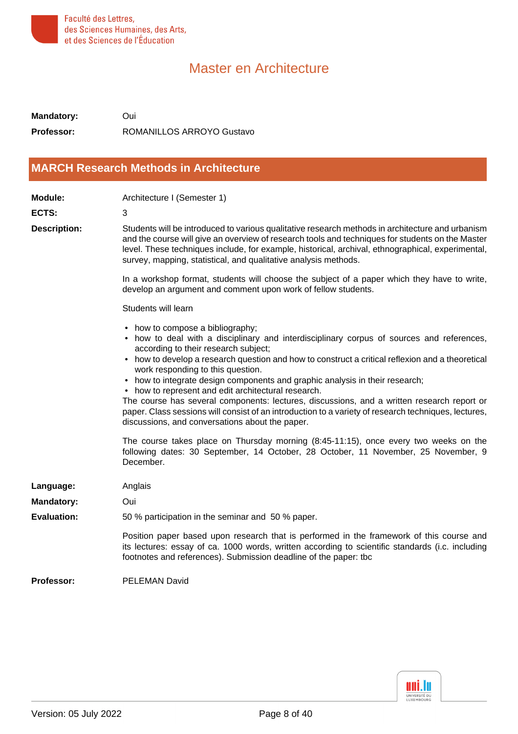Mandatory: Oui

Professor: ROMANILLOS ARROYO Gustavo

## MARCH Research Methods in Architecture

**Module:** Architecture I (Semester 1)

**ECTS:** 3

**Description:** Students will be introduced to various qualitative research methods in architecture and urbanism and the course will give an overview of research tools and techniques for students on the Master level. These techniques include, for example, historical, archival, ethnographical, experimental, survey, mapping, statistical, and qualitative analysis methods.

In a workshop format, students will choose the subject of a paper which they have to write, develop an argument and comment upon work of fellow students.

Students will learn

- how to compose a bibliography;
- how to deal with a disciplinary and interdisciplinary corpus of sources and references, according to their research subject;
- how to develop a research question and how to construct a critical reflexion and a theoretical work responding to this question.
- how to integrate design components and graphic analysis in their research;
- how to represent and edit architectural research.

The course has several components: lectures, discussions, and a written research report or paper. Class sessions will consist of an introduction to a variety of research techniques, lectures, discussions, and conversations about the paper.

The course takes place on Thursday morning (8:45-11:15), once every two weeks on the following dates: 30 September, 14 October, 28 October, 11 November, 25 November, 9 December.

**Language:** Anglais

**Mandatory:** Oui

**Evaluation:** 50 % participation in the seminar and 50 % paper.

Position paper based upon research that is performed in the framework of this course and its lectures: essay of ca. 1000 words, written according to scientific standards (i.c. including footnotes and references). Submission deadline of the paper: tbc

**Professor:** PELEMAN David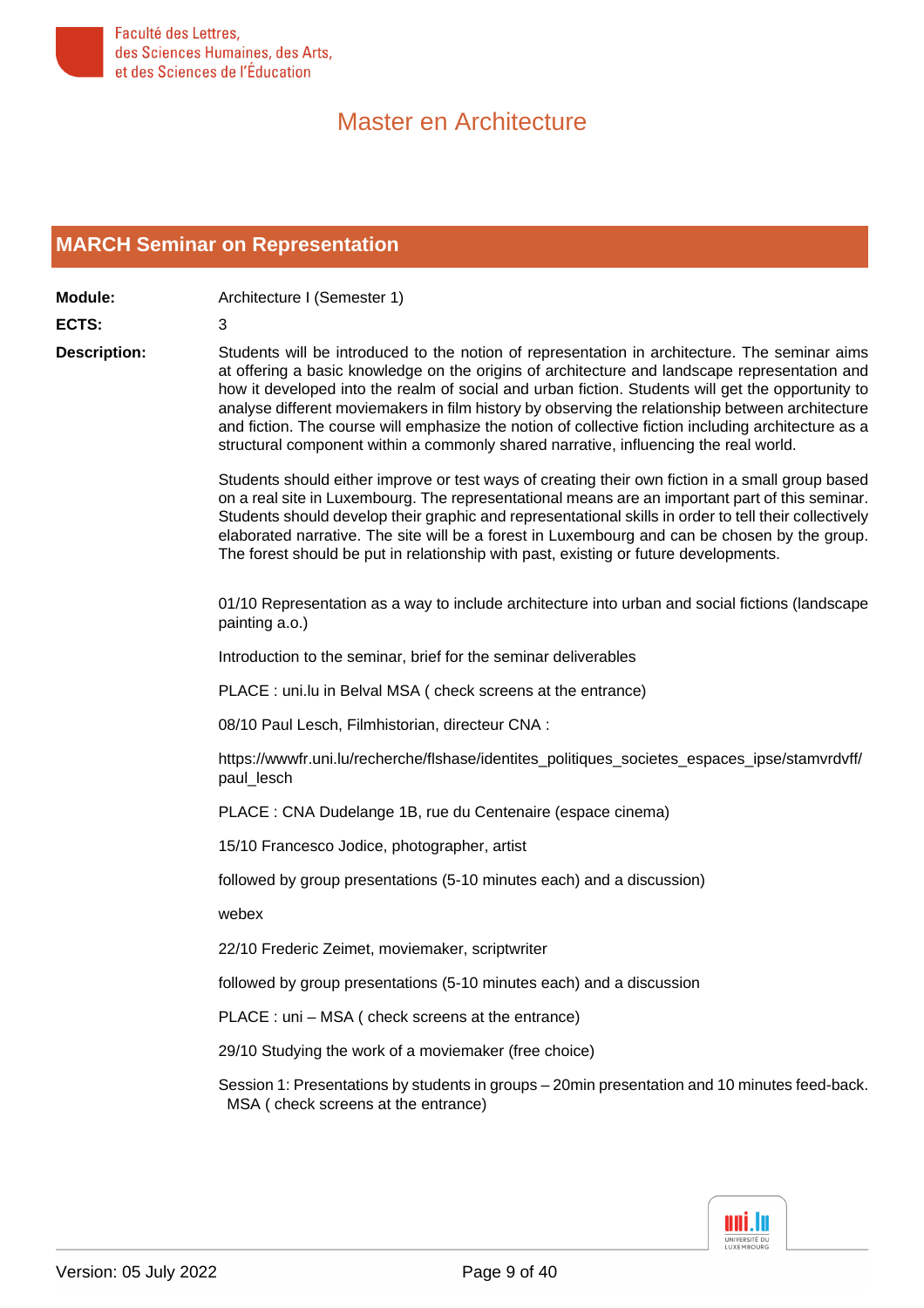# Master en Architecture

## MARCH Seminar on Representation

**Module:** Architecture I (Semester 1)

**ECTS:** 3

**Description:**

Students will be introduced to the notion of representation in architecture. The seminar aims at offering a basic knowledge on the origins of architecture and landscape representation and how it developed into the realm of social and urban fiction. Students will get the opportunity to analyse different moviemakers in film history by observing the relationship between architecture and fiction. The course will emphasize the notion of collective fiction including architecture as a structural component within a commonly shared narrative, influencing the real world.

Students should either improve or test ways of creating their own fiction in a small group based on a real site in Luxembourg. The representational means are an important part of this seminar. Students should develop their graphic and representational skills in order to tell their collectively elaborated narrative. The site will be a forest in Luxembourg and can be chosen by the group. The forest should be put in relationship with past, existing or future developments.

01/10 Representation as a way to include architecture into urban and social fictions (landscape painting a.o.)

Introduction to the seminar, brief for the seminar deliverables

PLACE : uni.lu in Belval MSA ( check screens at the entrance)

08/10 Paul Lesch, Filmhistorian, directeur CNA :

https://wwwfr.uni.lu/recherche/flshase/identites_politiques_societes_espaces_ipse/stamvrdvff/paul_lesch

PLACE : CNA Dudelange 1B, rue du Centenaire (espace cinema)

15/10 Francesco Jodice, photographer, artist

followed by group presentations (5-10 minutes each) and a discussion)

webex

22/10 Frederic Zeimet, moviemaker, scriptwriter

followed by group presentations (5-10 minutes each) and a discussion

PLACE : uni – MSA ( check screens at the entrance)

29/10 Studying the work of a moviemaker (free choice)

Session 1: Presentations by students in groups – 20min presentation and 10 minutes feed-back. MSA ( check screens at the entrance)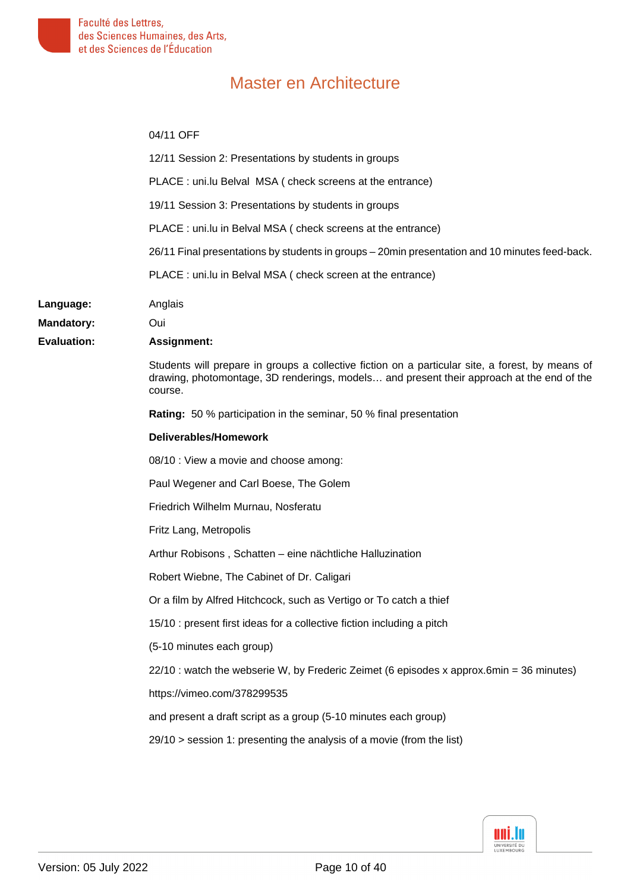04/11 OFF

12/11 Session 2: Presentations by students in groups

PLACE : uni.lu Belval MSA ( check screens at the entrance)

19/11 Session 3: Presentations by students in groups

PLACE : uni.lu in Belval MSA ( check screens at the entrance)

26/11 Final presentations by students in groups – 20min presentation and 10 minutes feed-back.

PLACE : uni.lu in Belval MSA ( check screen at the entrance)

**Language:** Anglais

**Mandatory:** Oui

**Evaluation:** **Assignment:**

Students will prepare in groups a collective fiction on a particular site, a forest, by means of drawing, photomontage, 3D renderings, models… and present their approach at the end of the course.

**Rating:** 50 % participation in the seminar, 50 % final presentation

**Deliverables/Homework**

08/10 : View a movie and choose among:

Paul Wegener and Carl Boese, The Golem

Friedrich Wilhelm Murnau, Nosferatu

Fritz Lang, Metropolis

Arthur Robisons , Schatten – eine nächtliche Halluzination

Robert Wiebne, The Cabinet of Dr. Caligari

Or a film by Alfred Hitchcock, such as Vertigo or To catch a thief

15/10 : present first ideas for a collective fiction including a pitch

(5-10 minutes each group)

22/10 : watch the webserie W, by Frederic Zeimet (6 episodes x approx.6min = 36 minutes)

https://vimeo.com/378299535

and present a draft script as a group (5-10 minutes each group)

29/10 > session 1: presenting the analysis of a movie (from the list)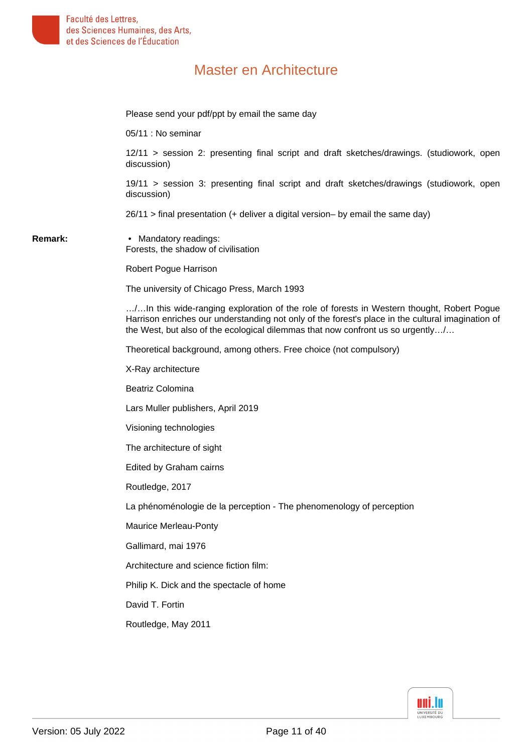Please send your pdf/ppt by email the same day

05/11 : No seminar

12/11 > session 2: presenting final script and draft sketches/drawings. (studiowork, open discussion)

19/11 > session 3: presenting final script and draft sketches/drawings (studiowork, open discussion)

26/11 > final presentation (+ deliver a digital version– by email the same day)

**Remark:**

- Mandatory readings:

Forests, the shadow of civilisation

Robert Pogue Harrison

The university of Chicago Press, March 1993

…/…In this wide-ranging exploration of the role of forests in Western thought, Robert Pogue Harrison enriches our understanding not only of the forest's place in the cultural imagination of the West, but also of the ecological dilemmas that now confront us so urgently…/…

Theoretical background, among others. Free choice (not compulsory)

X-Ray architecture

Beatriz Colomina

Lars Muller publishers, April 2019

Visioning technologies

The architecture of sight

Edited by Graham cairns

Routledge, 2017

La phénoménologie de la perception - The phenomenology of perception

Maurice Merleau-Ponty

Gallimard, mai 1976

Architecture and science fiction film:

Philip K. Dick and the spectacle of home

David T. Fortin

Routledge, May 2011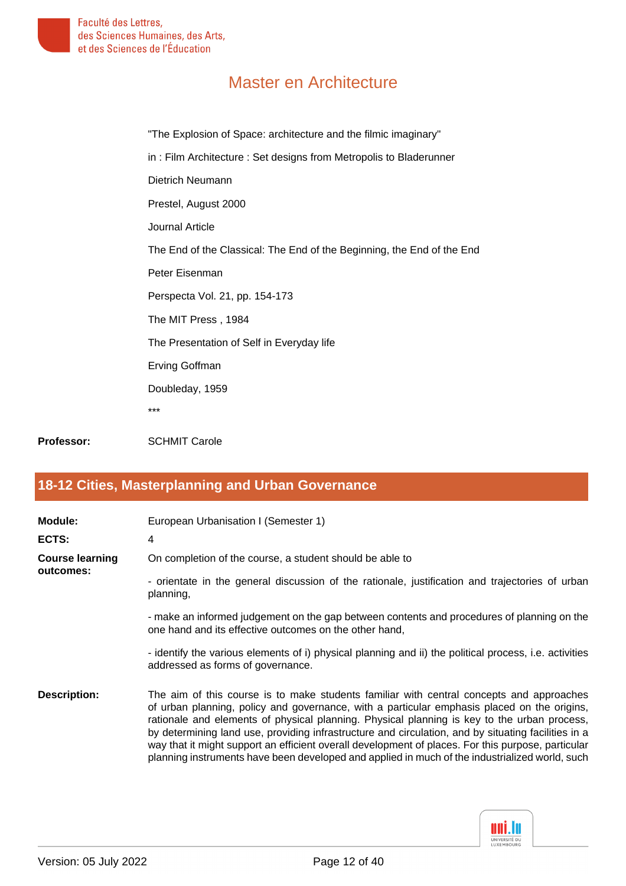"The Explosion of Space: architecture and the filmic imaginary"

in : Film Architecture : Set designs from Metropolis to Bladerunner

Dietrich Neumann

Prestel, August 2000

Journal Article

The End of the Classical: The End of the Beginning, the End of the End

Peter Eisenman

Perspecta Vol. 21, pp. 154-173

The MIT Press , 1984

The Presentation of Self in Everyday life

Erving Goffman

Doubleday, 1959

***

**Professor:** SCHMIT Carole

## 18-12 Cities, Masterplanning and Urban Governance

**Module:** European Urbanisation I (Semester 1)

**ECTS:** 4

**Course learning outcomes:**

On completion of the course, a student should be able to

- orientate in the general discussion of the rationale, justification and trajectories of urban planning,

- make an informed judgement on the gap between contents and procedures of planning on the one hand and its effective outcomes on the other hand,

- identify the various elements of i) physical planning and ii) the political process, i.e. activities addressed as forms of governance.

**Description:**

The aim of this course is to make students familiar with central concepts and approaches of urban planning, policy and governance, with a particular emphasis placed on the origins, rationale and elements of physical planning. Physical planning is key to the urban process, by determining land use, providing infrastructure and circulation, and by situating facilities in a way that it might support an efficient overall development of places. For this purpose, particular planning instruments have been developed and applied in much of the industrialized world, such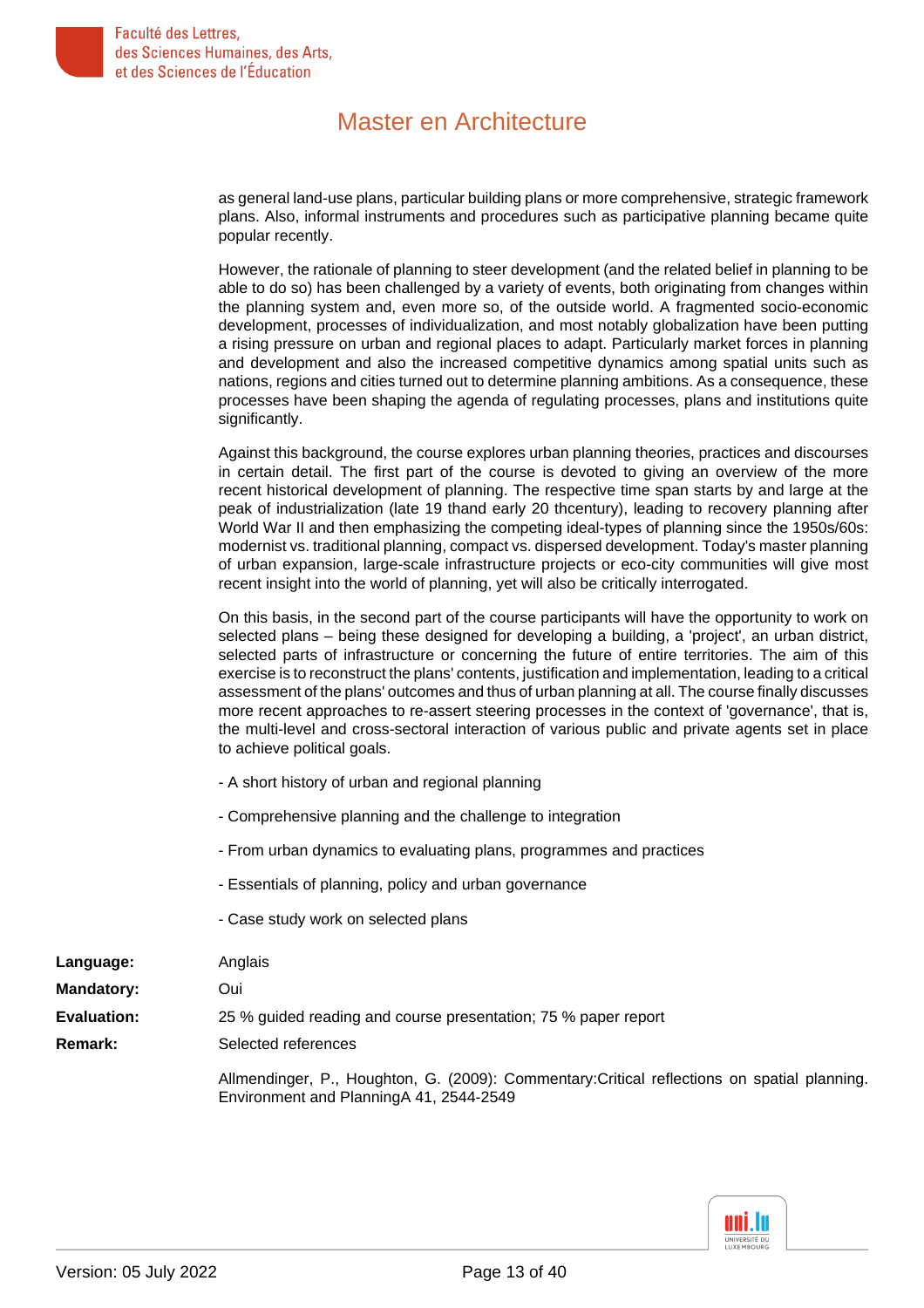as general land-use plans, particular building plans or more comprehensive, strategic framework plans. Also, informal instruments and procedures such as participative planning became quite popular recently.

However, the rationale of planning to steer development (and the related belief in planning to be able to do so) has been challenged by a variety of events, both originating from changes within the planning system and, even more so, of the outside world. A fragmented socio-economic development, processes of individualization, and most notably globalization have been putting a rising pressure on urban and regional places to adapt. Particularly market forces in planning and development and also the increased competitive dynamics among spatial units such as nations, regions and cities turned out to determine planning ambitions. As a consequence, these processes have been shaping the agenda of regulating processes, plans and institutions quite significantly.

Against this background, the course explores urban planning theories, practices and discourses in certain detail. The first part of the course is devoted to giving an overview of the more recent historical development of planning. The respective time span starts by and large at the peak of industrialization (late 19 thand early 20 thcentury), leading to recovery planning after World War II and then emphasizing the competing ideal-types of planning since the 1950s/60s: modernist vs. traditional planning, compact vs. dispersed development. Today's master planning of urban expansion, large-scale infrastructure projects or eco-city communities will give most recent insight into the world of planning, yet will also be critically interrogated.

On this basis, in the second part of the course participants will have the opportunity to work on selected plans – being these designed for developing a building, a 'project', an urban district, selected parts of infrastructure or concerning the future of entire territories. The aim of this exercise is to reconstruct the plans' contents, justification and implementation, leading to a critical assessment of the plans' outcomes and thus of urban planning at all. The course finally discusses more recent approaches to re-assert steering processes in the context of 'governance', that is, the multi-level and cross-sectoral interaction of various public and private agents set in place to achieve political goals.

- A short history of urban and regional planning

- Comprehensive planning and the challenge to integration

- From urban dynamics to evaluating plans, programmes and practices

- Essentials of planning, policy and urban governance

- Case study work on selected plans

**Language:** Anglais

**Mandatory:** Oui

**Evaluation:** 25 % guided reading and course presentation; 75 % paper report

**Remark:** Selected references

Allmendinger, P., Houghton, G. (2009): Commentary:Critical reflections on spatial planning. Environment and PlanningA 41, 2544-2549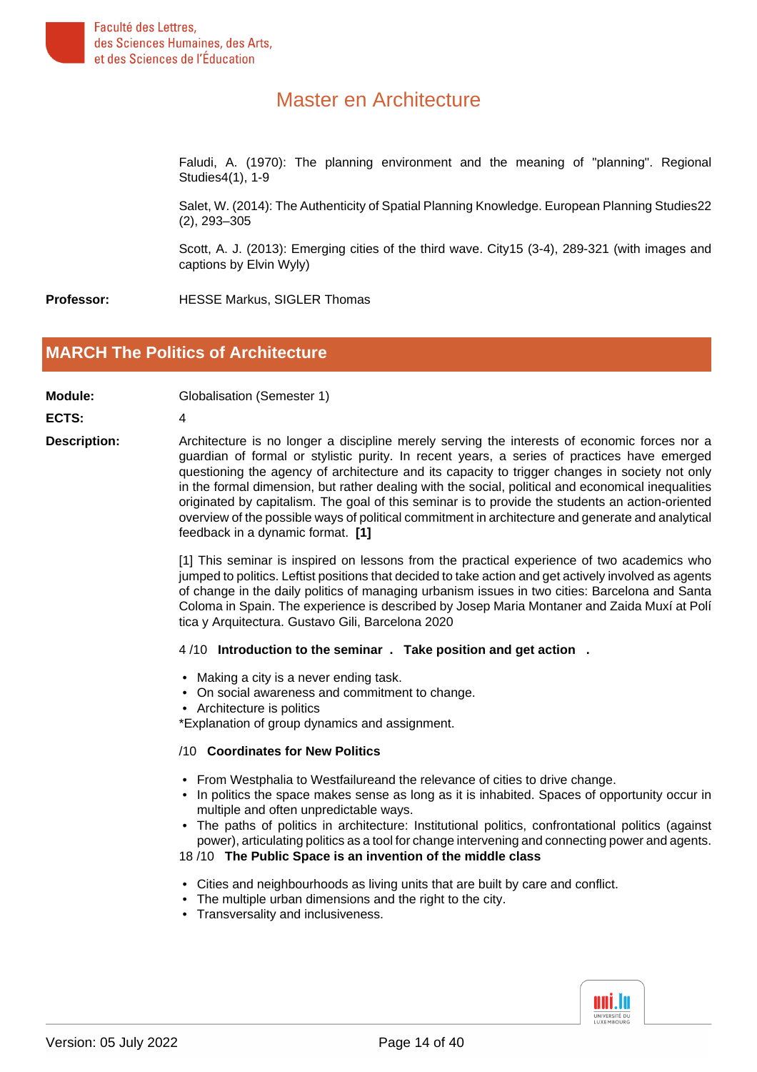Faludi, A. (1970): The planning environment and the meaning of "planning". Regional Studies4(1), 1-9

Salet, W. (2014): The Authenticity of Spatial Planning Knowledge. European Planning Studies22 (2), 293–305

Scott, A. J. (2013): Emerging cities of the third wave. City15 (3-4), 289-321 (with images and captions by Elvin Wyly)

**Professor:** HESSE Markus, SIGLER Thomas

## MARCH The Politics of Architecture

**Module:** Globalisation (Semester 1)

**ECTS:** 4

**Description:** Architecture is no longer a discipline merely serving the interests of economic forces nor a guardian of formal or stylistic purity. In recent years, a series of practices have emerged questioning the agency of architecture and its capacity to trigger changes in society not only in the formal dimension, but rather dealing with the social, political and economical inequalities originated by capitalism. The goal of this seminar is to provide the students an action-oriented overview of the possible ways of political commitment in architecture and generate and analytical feedback in a dynamic format. **[1]**

[1] This seminar is inspired on lessons from the practical experience of two academics who jumped to politics. Leftist positions that decided to take action and get actively involved as agents of change in the daily politics of managing urbanism issues in two cities: Barcelona and Santa Coloma in Spain. The experience is described by Josep Maria Montaner and Zaida Muxí at Polí tica y Arquitectura. Gustavo Gili, Barcelona 2020

4 /10 **Introduction to the seminar . Take position and get action .**

- Making a city is a never ending task.
- On social awareness and commitment to change.
- Architecture is politics

*Explanation of group dynamics and assignment.

/10 **Coordinates for New Politics**

- From Westphalia to Westfailureand the relevance of cities to drive change.
- In politics the space makes sense as long as it is inhabited. Spaces of opportunity occur in multiple and often unpredictable ways.
- The paths of politics in architecture: Institutional politics, confrontational politics (against power), articulating politics as a tool for change intervening and connecting power and agents.

18 /10 **The Public Space is an invention of the middle class**

- Cities and neighbourhoods as living units that are built by care and conflict.
- The multiple urban dimensions and the right to the city.
- Transversality and inclusiveness.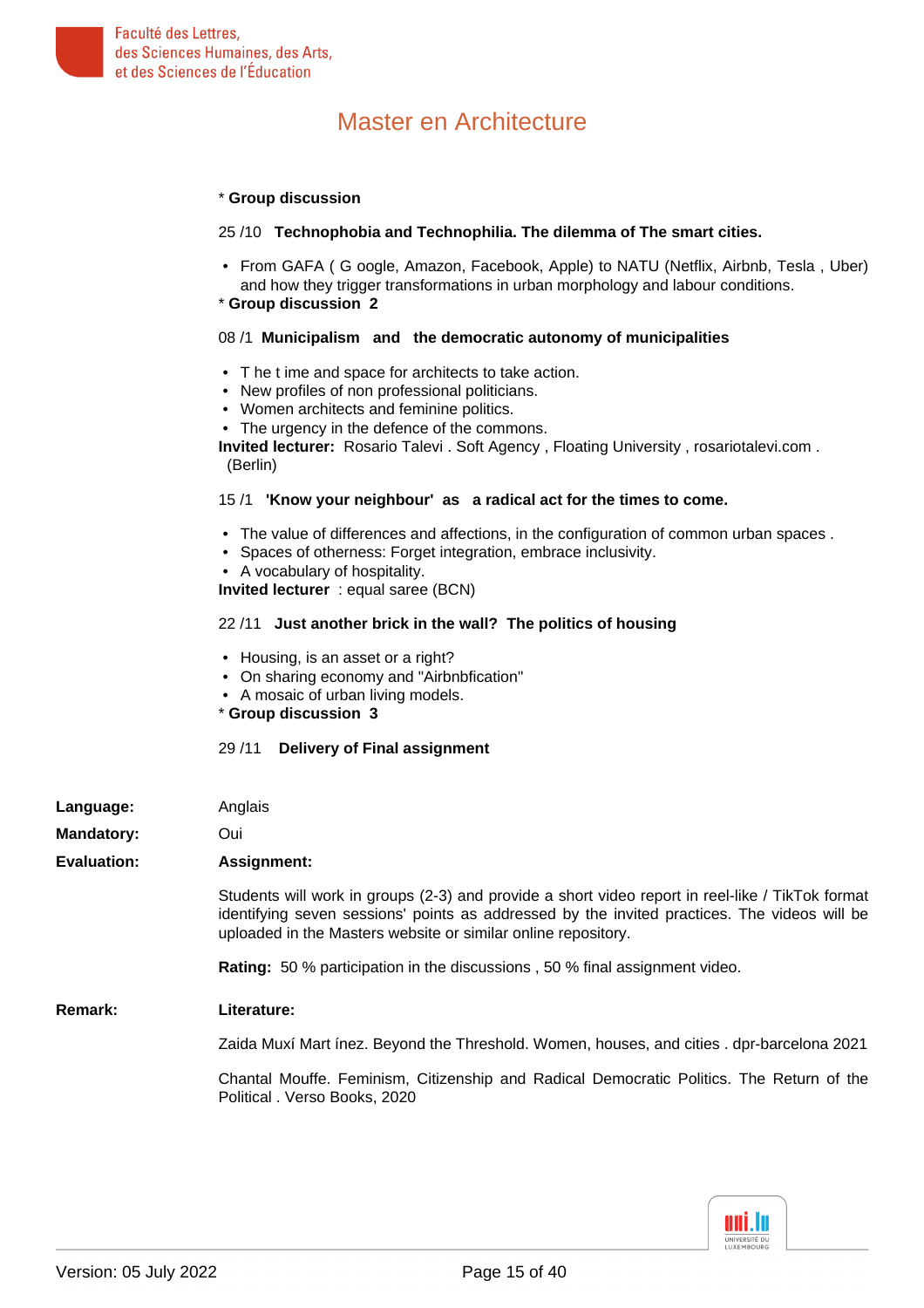* **Group discussion**

25 /10 **Technophobia and Technophilia. The dilemma of The smart cities.**

- From GAFA ( G oogle, Amazon, Facebook, Apple) to NATU (Netflix, Airbnb, Tesla , Uber) and how they trigger transformations in urban morphology and labour conditions.

* **Group discussion 2**

08 /1 **Municipalism and the democratic autonomy of municipalities**

- T he t ime and space for architects to take action.
- New profiles of non professional politicians.
- Women architects and feminine politics.
- The urgency in the defence of the commons.

**Invited lecturer:** Rosario Talevi . Soft Agency , Floating University , rosariotalevi.com . (Berlin)

15 /1 **'Know your neighbour' as a radical act for the times to come.**

- The value of differences and affections, in the configuration of common urban spaces .
- Spaces of otherness: Forget integration, embrace inclusivity.
- A vocabulary of hospitality.

**Invited lecturer** : equal saree (BCN)

22 /11 **Just another brick in the wall? The politics of housing**

- Housing, is an asset or a right?
- On sharing economy and "Airbnbfication"
- A mosaic of urban living models.

* **Group discussion 3**

29 /11 **Delivery of Final assignment**

**Language:** Anglais

**Mandatory:** Oui

**Evaluation:** **Assignment:**

Students will work in groups (2-3) and provide a short video report in reel-like / TikTok format identifying seven sessions' points as addressed by the invited practices. The videos will be uploaded in the Masters website or similar online repository.

**Rating:** 50 % participation in the discussions , 50 % final assignment video.

**Remark:** **Literature:**

Zaida Muxí Mart ínez. Beyond the Threshold. Women, houses, and cities . dpr-barcelona 2021

Chantal Mouffe. Feminism, Citizenship and Radical Democratic Politics. The Return of the Political . Verso Books, 2020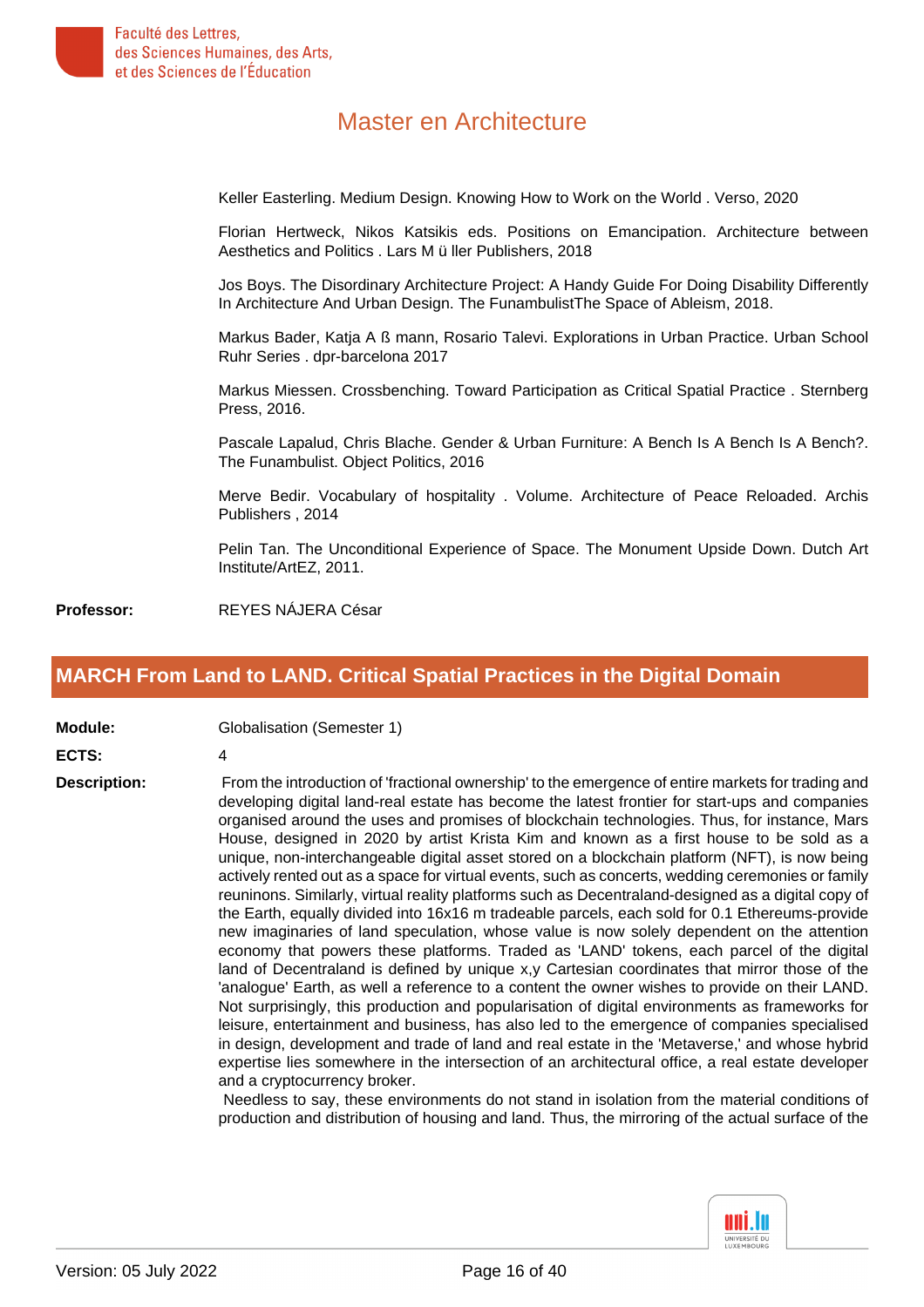Keller Easterling. Medium Design. Knowing How to Work on the World . Verso, 2020

Florian Hertweck, Nikos Katsikis eds. Positions on Emancipation. Architecture between Aesthetics and Politics . Lars M ü ller Publishers, 2018

Jos Boys. The Disordinary Architecture Project: A Handy Guide For Doing Disability Differently In Architecture And Urban Design. The FunambulistThe Space of Ableism, 2018.

Markus Bader, Katja A ß mann, Rosario Talevi. Explorations in Urban Practice. Urban School Ruhr Series . dpr-barcelona 2017

Markus Miessen. Crossbenching. Toward Participation as Critical Spatial Practice . Sternberg Press, 2016.

Pascale Lapalud, Chris Blache. Gender & Urban Furniture: A Bench Is A Bench Is A Bench?. The Funambulist. Object Politics, 2016

Merve Bedir. Vocabulary of hospitality . Volume. Architecture of Peace Reloaded. Archis Publishers , 2014

Pelin Tan. The Unconditional Experience of Space. The Monument Upside Down. Dutch Art Institute/ArtEZ, 2011.

**Professor:** REYES NÁJERA César

## MARCH From Land to LAND. Critical Spatial Practices in the Digital Domain

**Module:** Globalisation (Semester 1)

**ECTS:** 4

**Description:**

From the introduction of 'fractional ownership' to the emergence of entire markets for trading and developing digital land-real estate has become the latest frontier for start-ups and companies organised around the uses and promises of blockchain technologies. Thus, for instance, Mars House, designed in 2020 by artist Krista Kim and known as a first house to be sold as a unique, non-interchangeable digital asset stored on a blockchain platform (NFT), is now being actively rented out as a space for virtual events, such as concerts, wedding ceremonies or family reuninons. Similarly, virtual reality platforms such as Decentraland-designed as a digital copy of the Earth, equally divided into 16x16 m tradeable parcels, each sold for 0.1 Ethereums-provide new imaginaries of land speculation, whose value is now solely dependent on the attention economy that powers these platforms. Traded as 'LAND' tokens, each parcel of the digital land of Decentraland is defined by unique x,y Cartesian coordinates that mirror those of the 'analogue' Earth, as well a reference to a content the owner wishes to provide on their LAND. Not surprisingly, this production and popularisation of digital environments as frameworks for leisure, entertainment and business, has also led to the emergence of companies specialised in design, development and trade of land and real estate in the 'Metaverse,' and whose hybrid expertise lies somewhere in the intersection of an architectural office, a real estate developer and a cryptocurrency broker.

Needless to say, these environments do not stand in isolation from the material conditions of production and distribution of housing and land. Thus, the mirroring of the actual surface of the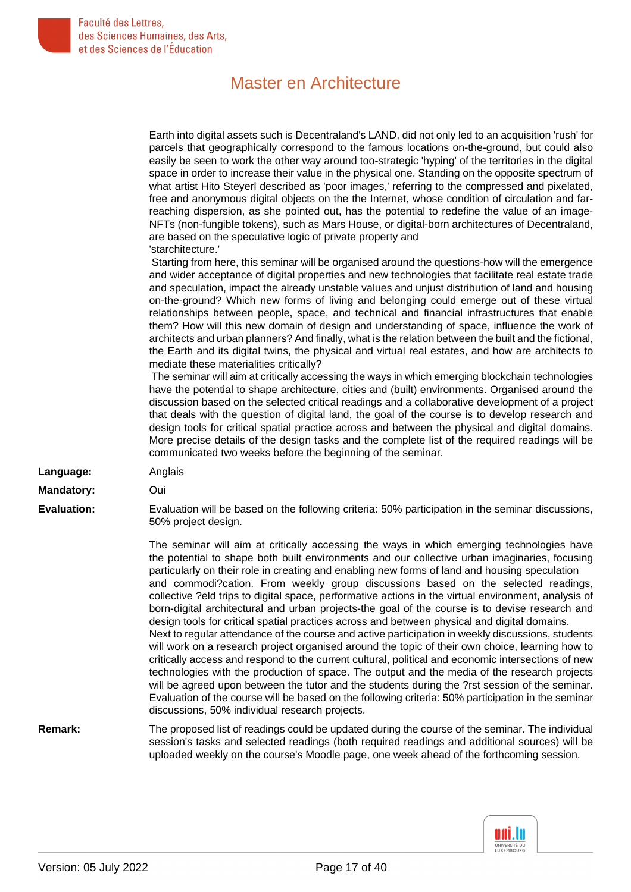Earth into digital assets such is Decentraland's LAND, did not only led to an acquisition 'rush' for parcels that geographically correspond to the famous locations on-the-ground, but could also easily be seen to work the other way around too-strategic 'hyping' of the territories in the digital space in order to increase their value in the physical one. Standing on the opposite spectrum of what artist Hito Steyerl described as 'poor images,' referring to the compressed and pixelated, free and anonymous digital objects on the the Internet, whose condition of circulation and far-reaching dispersion, as she pointed out, has the potential to redefine the value of an image-NFTs (non-fungible tokens), such as Mars House, or digital-born architectures of Decentraland, are based on the speculative logic of private property and
'starchitecture.'
Starting from here, this seminar will be organised around the questions-how will the emergence and wider acceptance of digital properties and new technologies that facilitate real estate trade and speculation, impact the already unstable values and unjust distribution of land and housing on-the-ground? Which new forms of living and belonging could emerge out of these virtual relationships between people, space, and technical and financial infrastructures that enable them? How will this new domain of design and understanding of space, influence the work of architects and urban planners? And finally, what is the relation between the built and the fictional, the Earth and its digital twins, the physical and virtual real estates, and how are architects to mediate these materialities critically?
The seminar will aim at critically accessing the ways in which emerging blockchain technologies have the potential to shape architecture, cities and (built) environments. Organised around the discussion based on the selected critical readings and a collaborative development of a project that deals with the question of digital land, the goal of the course is to develop research and design tools for critical spatial practice across and between the physical and digital domains. More precise details of the design tasks and the complete list of the required readings will be communicated two weeks before the beginning of the seminar.

**Language:** Anglais

**Mandatory:** Oui

**Evaluation:** Evaluation will be based on the following criteria: 50% participation in the seminar discussions, 50% project design.

The seminar will aim at critically accessing the ways in which emerging technologies have the potential to shape both built environments and our collective urban imaginaries, focusing particularly on their role in creating and enabling new forms of land and housing speculation and commodi?cation. From weekly group discussions based on the selected readings, collective ?eld trips to digital space, performative actions in the virtual environment, analysis of born-digital architectural and urban projects-the goal of the course is to devise research and design tools for critical spatial practices across and between physical and digital domains.
Next to regular attendance of the course and active participation in weekly discussions, students will work on a research project organised around the topic of their own choice, learning how to critically access and respond to the current cultural, political and economic intersections of new technologies with the production of space. The output and the media of the research projects will be agreed upon between the tutor and the students during the ?rst session of the seminar. Evaluation of the course will be based on the following criteria: 50% participation in the seminar discussions, 50% individual research projects.

**Remark:** The proposed list of readings could be updated during the course of the seminar. The individual session's tasks and selected readings (both required readings and additional sources) will be uploaded weekly on the course's Moodle page, one week ahead of the forthcoming session.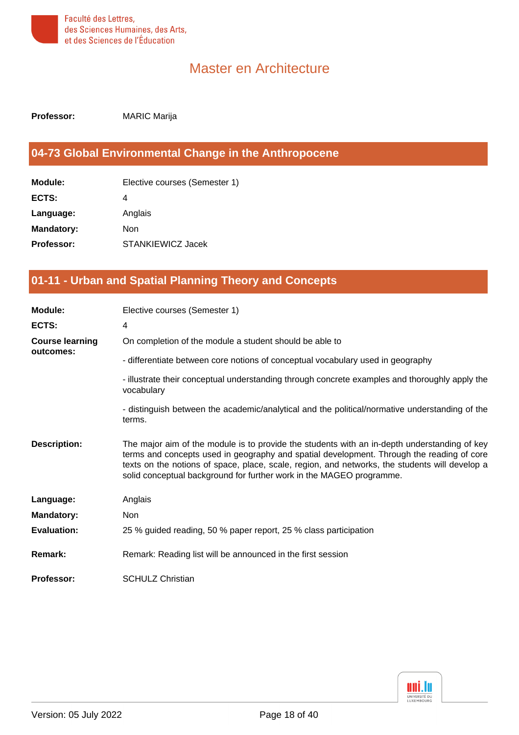# Master en Architecture

| | |
|---|---|
| **Professor:** | MARIC Marija |

## 04-73 Global Environmental Change in the Anthropocene

| | |
|---|---|
| **Module:** | Elective courses (Semester 1) |
| **ECTS:** | 4 |
| **Language:** | Anglais |
| **Mandatory:** | Non |
| **Professor:** | STANKIEWICZ Jacek |

## 01-11 - Urban and Spatial Planning Theory and Concepts

**Module:** Elective courses (Semester 1)

**ECTS:** 4

**Course learning outcomes:**

On completion of the module a student should be able to

- differentiate between core notions of conceptual vocabulary used in geography

- illustrate their conceptual understanding through concrete examples and thoroughly apply the vocabulary

- distinguish between the academic/analytical and the political/normative understanding of the terms.

**Description:**

The major aim of the module is to provide the students with an in-depth understanding of key terms and concepts used in geography and spatial development. Through the reading of core texts on the notions of space, place, scale, region, and networks, the students will develop a solid conceptual background for further work in the MAGEO programme.

**Language:** Anglais

**Mandatory:** Non

**Evaluation:** 25 % guided reading, 50 % paper report, 25 % class participation

**Remark:** Remark: Reading list will be announced in the first session

**Professor:** SCHULZ Christian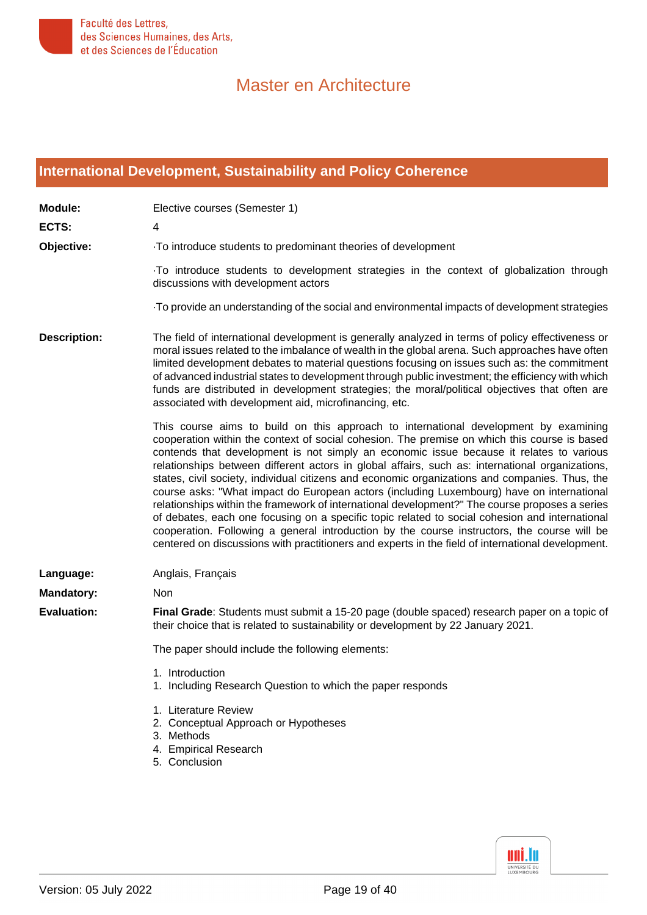# Master en Architecture

## International Development, Sustainability and Policy Coherence

**Module:** Elective courses (Semester 1)

**ECTS:** 4

**Objective:**

·To introduce students to predominant theories of development

·To introduce students to development strategies in the context of globalization through discussions with development actors

·To provide an understanding of the social and environmental impacts of development strategies

**Description:**

The field of international development is generally analyzed in terms of policy effectiveness or moral issues related to the imbalance of wealth in the global arena. Such approaches have often limited development debates to material questions focusing on issues such as: the commitment of advanced industrial states to development through public investment; the efficiency with which funds are distributed in development strategies; the moral/political objectives that often are associated with development aid, microfinancing, etc.

This course aims to build on this approach to international development by examining cooperation within the context of social cohesion. The premise on which this course is based contends that development is not simply an economic issue because it relates to various relationships between different actors in global affairs, such as: international organizations, states, civil society, individual citizens and economic organizations and companies. Thus, the course asks: "What impact do European actors (including Luxembourg) have on international relationships within the framework of international development?" The course proposes a series of debates, each one focusing on a specific topic related to social cohesion and international cooperation. Following a general introduction by the course instructors, the course will be centered on discussions with practitioners and experts in the field of international development.

**Language:** Anglais, Français

**Mandatory:** Non

**Evaluation:**

**Final Grade**: Students must submit a 15-20 page (double spaced) research paper on a topic of their choice that is related to sustainability or development by 22 January 2021.

The paper should include the following elements:

1. Introduction
1. Including Research Question to which the paper responds

1. Literature Review
2. Conceptual Approach or Hypotheses
3. Methods
4. Empirical Research
5. Conclusion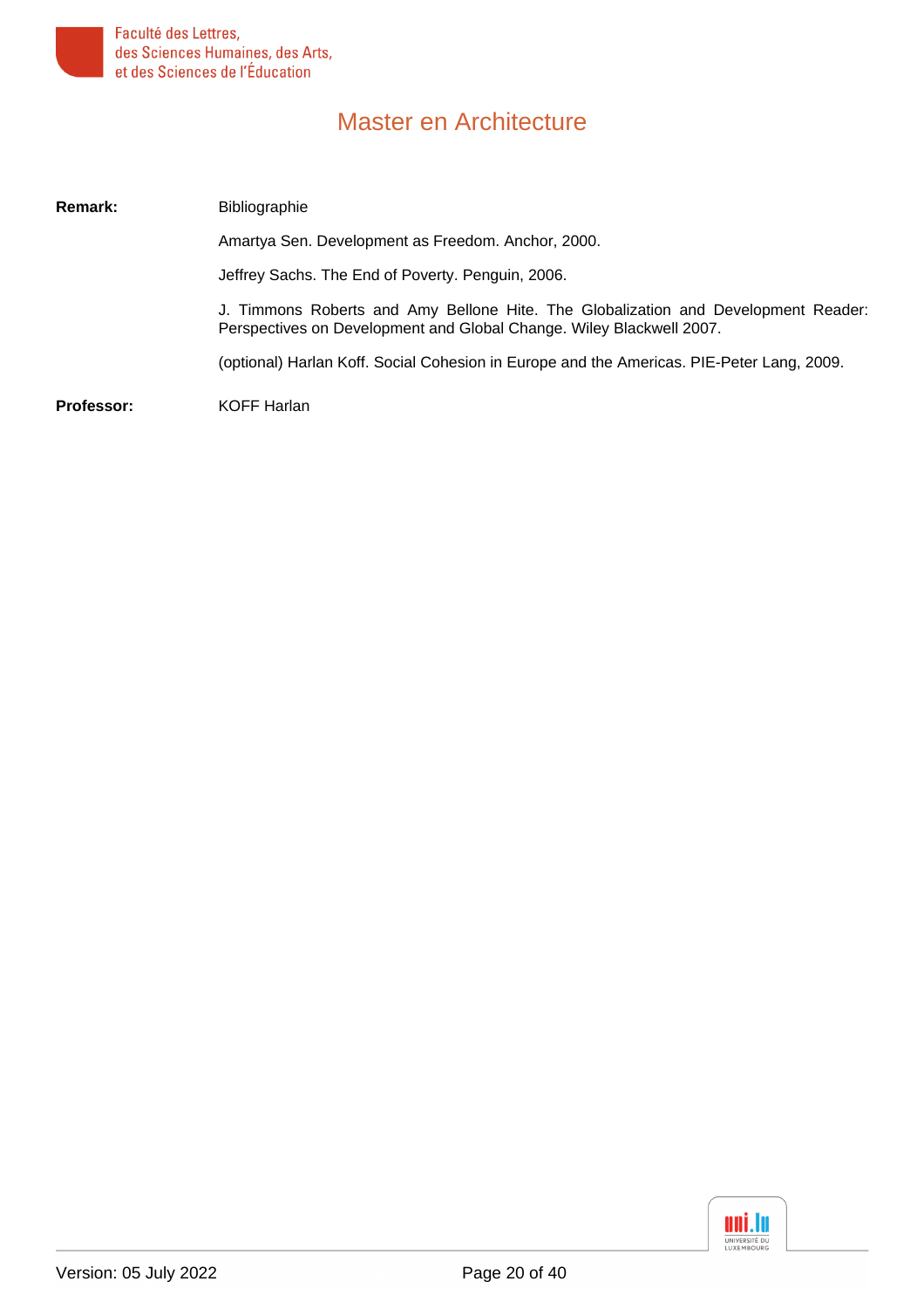**Remark:** Bibliographie

Amartya Sen. Development as Freedom. Anchor, 2000.

Jeffrey Sachs. The End of Poverty. Penguin, 2006.

J. Timmons Roberts and Amy Bellone Hite. The Globalization and Development Reader: Perspectives on Development and Global Change. Wiley Blackwell 2007.

(optional) Harlan Koff. Social Cohesion in Europe and the Americas. PIE-Peter Lang, 2009.

**Professor:** KOFF Harlan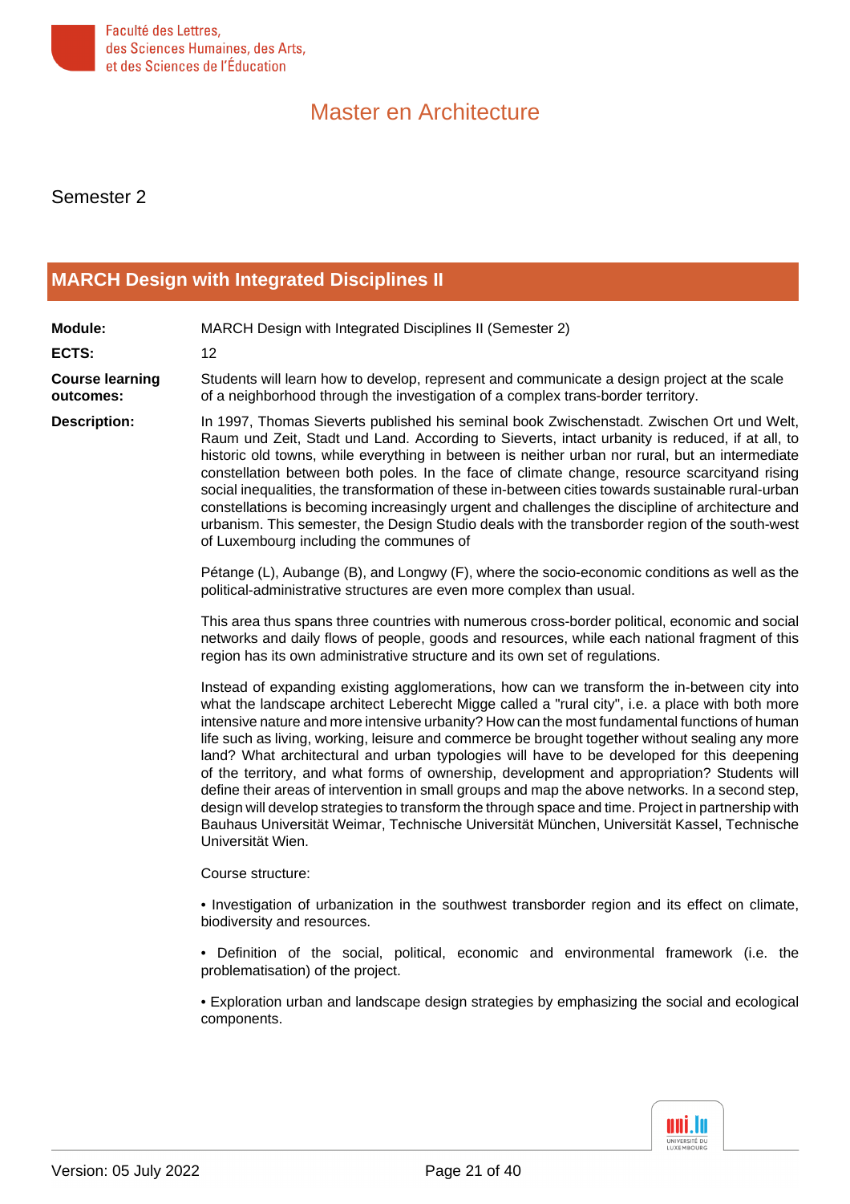# Master en Architecture

## Semester 2

### MARCH Design with Integrated Disciplines II

**Module:** MARCH Design with Integrated Disciplines II (Semester 2)

**ECTS:** 12

**Course learning outcomes:** Students will learn how to develop, represent and communicate a design project at the scale of a neighborhood through the investigation of a complex trans-border territory.

**Description:** In 1997, Thomas Sieverts published his seminal book Zwischenstadt. Zwischen Ort und Welt, Raum und Zeit, Stadt und Land. According to Sieverts, intact urbanity is reduced, if at all, to historic old towns, while everything in between is neither urban nor rural, but an intermediate constellation between both poles. In the face of climate change, resource scarcityand rising social inequalities, the transformation of these in-between cities towards sustainable rural-urban constellations is becoming increasingly urgent and challenges the discipline of architecture and urbanism. This semester, the Design Studio deals with the transborder region of the south-west of Luxembourg including the communes of

Pétange (L), Aubange (B), and Longwy (F), where the socio-economic conditions as well as the political-administrative structures are even more complex than usual.

This area thus spans three countries with numerous cross-border political, economic and social networks and daily flows of people, goods and resources, while each national fragment of this region has its own administrative structure and its own set of regulations.

Instead of expanding existing agglomerations, how can we transform the in-between city into what the landscape architect Leberecht Migge called a "rural city", i.e. a place with both more intensive nature and more intensive urbanity? How can the most fundamental functions of human life such as living, working, leisure and commerce be brought together without sealing any more land? What architectural and urban typologies will have to be developed for this deepening of the territory, and what forms of ownership, development and appropriation? Students will define their areas of intervention in small groups and map the above networks. In a second step, design will develop strategies to transform the through space and time. Project in partnership with Bauhaus Universität Weimar, Technische Universität München, Universität Kassel, Technische Universität Wien.

Course structure:

• Investigation of urbanization in the southwest transborder region and its effect on climate, biodiversity and resources.

• Definition of the social, political, economic and environmental framework (i.e. the problematisation) of the project.

• Exploration urban and landscape design strategies by emphasizing the social and ecological components.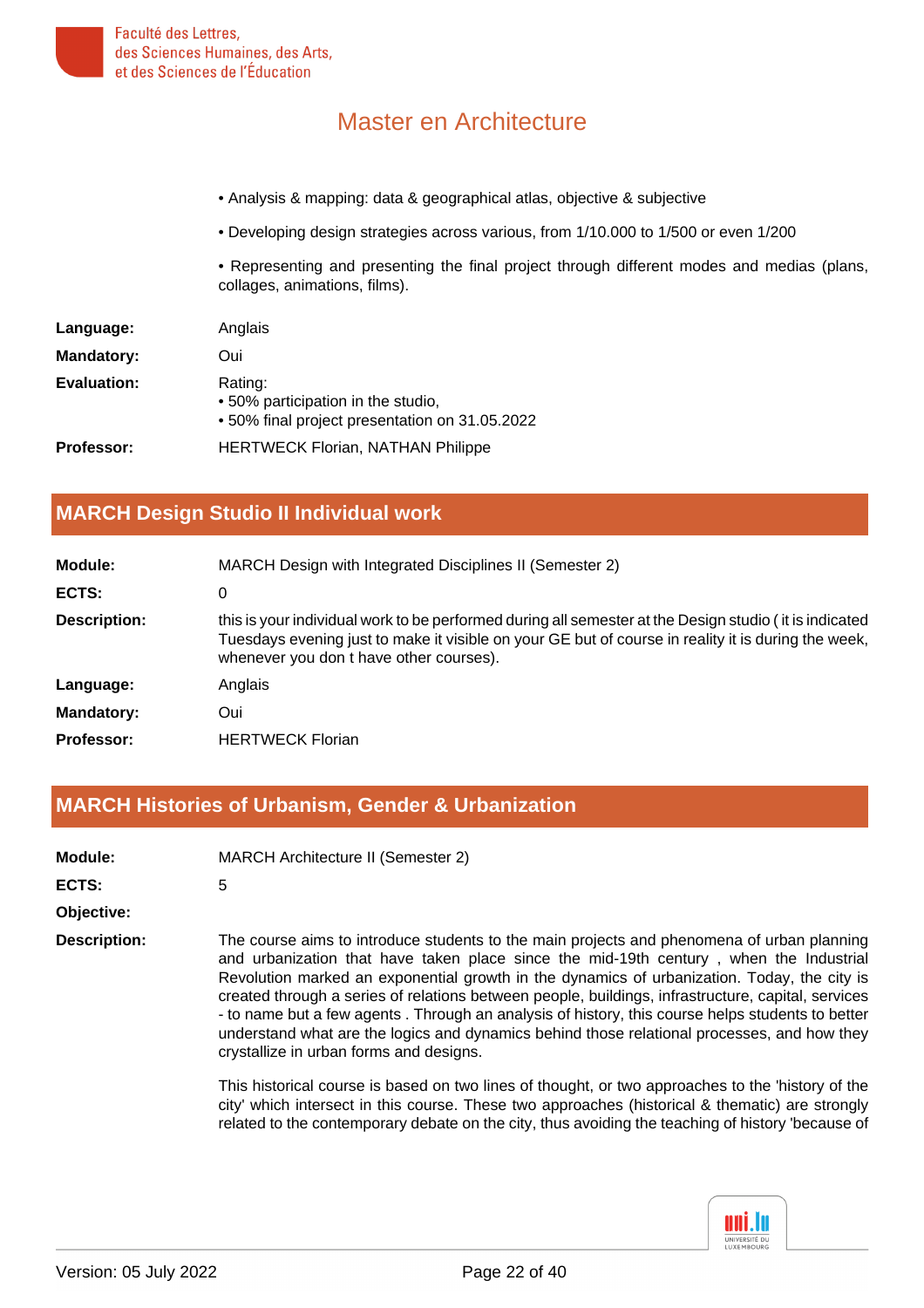• Analysis & mapping: data & geographical atlas, objective & subjective

• Developing design strategies across various, from 1/10.000 to 1/500 or even 1/200

• Representing and presenting the final project through different modes and medias (plans, collages, animations, films).

**Language:** Anglais

**Mandatory:** Oui

**Evaluation:** Rating:
• 50% participation in the studio,
• 50% final project presentation on 31.05.2022

**Professor:** HERTWECK Florian, NATHAN Philippe

## MARCH Design Studio II Individual work

**Module:** MARCH Design with Integrated Disciplines II (Semester 2)

**ECTS:** 0

**Description:** this is your individual work to be performed during all semester at the Design studio ( it is indicated Tuesdays evening just to make it visible on your GE but of course in reality it is during the week, whenever you don t have other courses).

**Language:** Anglais

**Mandatory:** Oui

**Professor:** HERTWECK Florian

## MARCH Histories of Urbanism, Gender & Urbanization

**Module:** MARCH Architecture II (Semester 2)

**ECTS:** 5

**Objective:**

**Description:** The course aims to introduce students to the main projects and phenomena of urban planning and urbanization that have taken place since the mid-19th century , when the Industrial Revolution marked an exponential growth in the dynamics of urbanization. Today, the city is created through a series of relations between people, buildings, infrastructure, capital, services - to name but a few agents . Through an analysis of history, this course helps students to better understand what are the logics and dynamics behind those relational processes, and how they crystallize in urban forms and designs.

This historical course is based on two lines of thought, or two approaches to the 'history of the city' which intersect in this course. These two approaches (historical & thematic) are strongly related to the contemporary debate on the city, thus avoiding the teaching of history 'because of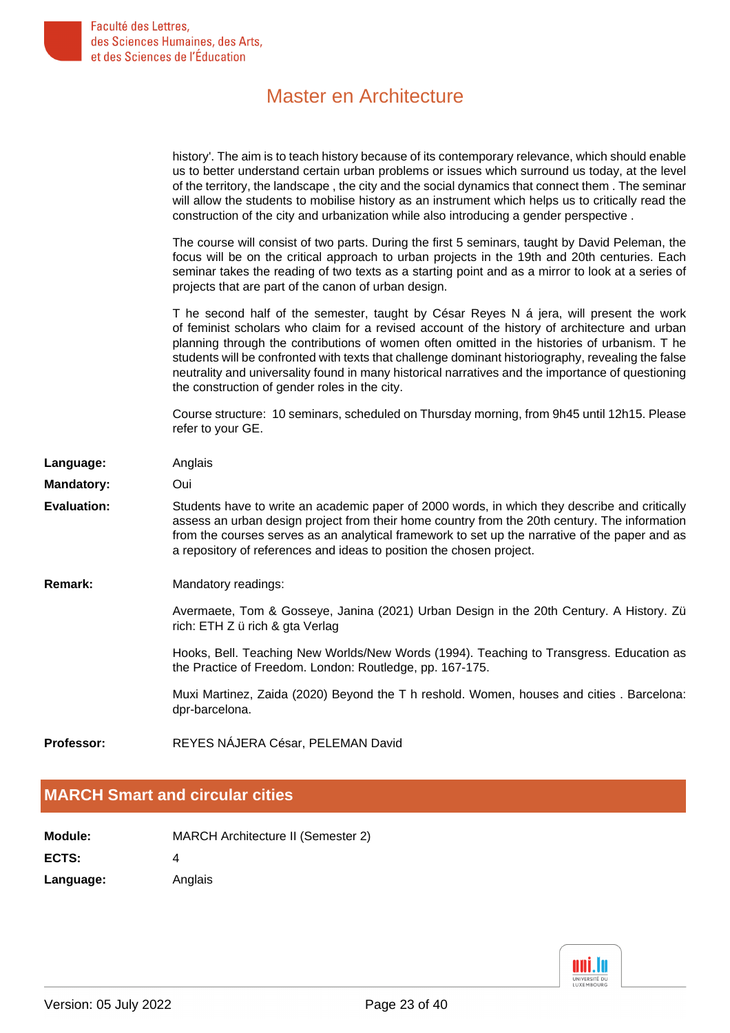history'. The aim is to teach history because of its contemporary relevance, which should enable us to better understand certain urban problems or issues which surround us today, at the level of the territory, the landscape , the city and the social dynamics that connect them . The seminar will allow the students to mobilise history as an instrument which helps us to critically read the construction of the city and urbanization while also introducing a gender perspective .

The course will consist of two parts. During the first 5 seminars, taught by David Peleman, the focus will be on the critical approach to urban projects in the 19th and 20th centuries. Each seminar takes the reading of two texts as a starting point and as a mirror to look at a series of projects that are part of the canon of urban design.

T he second half of the semester, taught by César Reyes N á jera, will present the work of feminist scholars who claim for a revised account of the history of architecture and urban planning through the contributions of women often omitted in the histories of urbanism. T he students will be confronted with texts that challenge dominant historiography, revealing the false neutrality and universality found in many historical narratives and the importance of questioning the construction of gender roles in the city.

Course structure: 10 seminars, scheduled on Thursday morning, from 9h45 until 12h15. Please refer to your GE.

**Language:** Anglais

**Mandatory:** Oui

**Evaluation:** Students have to write an academic paper of 2000 words, in which they describe and critically assess an urban design project from their home country from the 20th century. The information from the courses serves as an analytical framework to set up the narrative of the paper and as a repository of references and ideas to position the chosen project.

**Remark:** Mandatory readings:

Avermaete, Tom & Gosseye, Janina (2021) Urban Design in the 20th Century. A History. Zü rich: ETH Z ü rich & gta Verlag

Hooks, Bell. Teaching New Worlds/New Words (1994). Teaching to Transgress. Education as the Practice of Freedom. London: Routledge, pp. 167-175.

Muxi Martinez, Zaida (2020) Beyond the T h reshold. Women, houses and cities . Barcelona: dpr-barcelona.

**Professor:** REYES NÁJERA César, PELEMAN David

## MARCH Smart and circular cities

**Module:** MARCH Architecture II (Semester 2)

**ECTS:** 4

**Language:** Anglais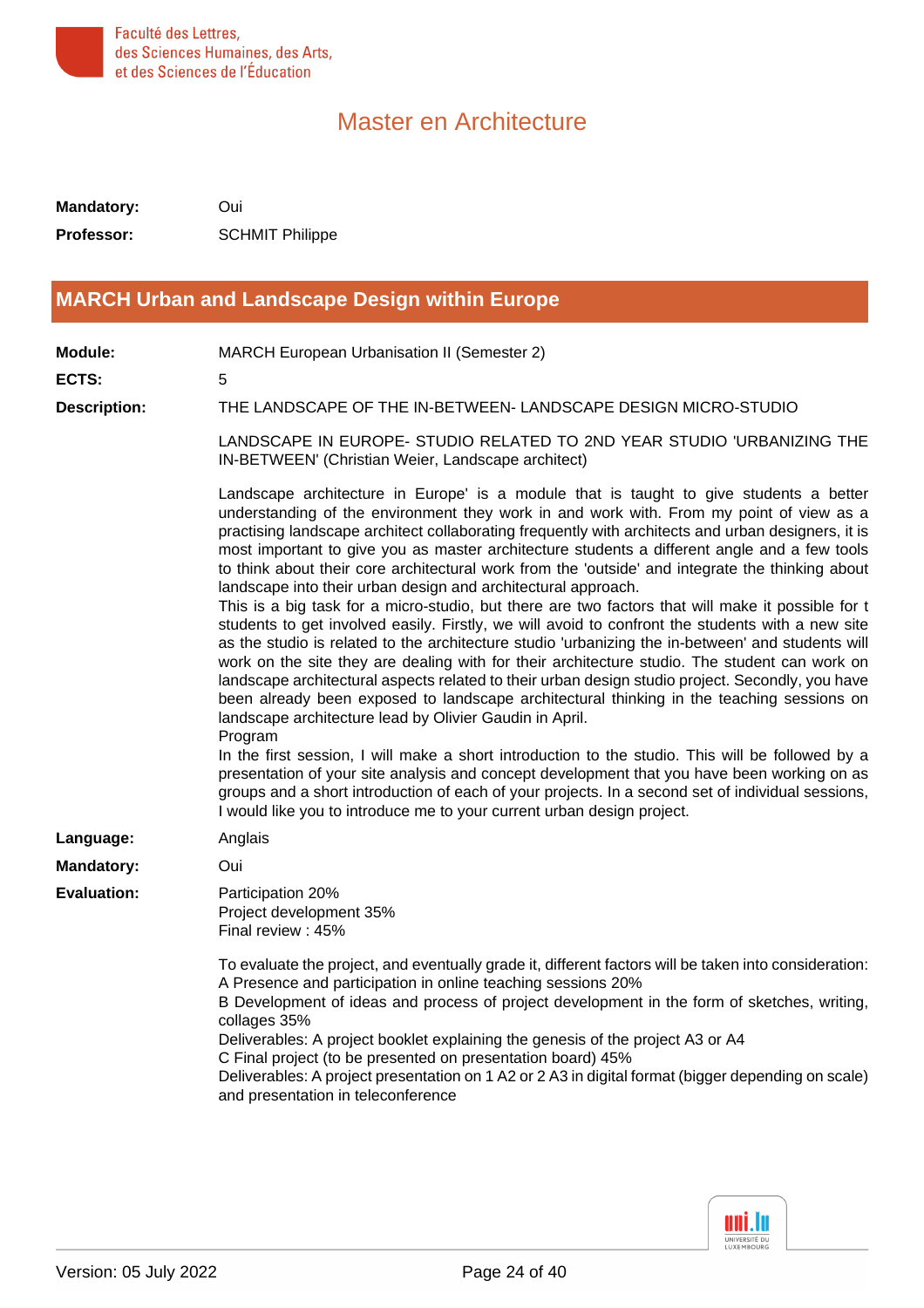# Master en Architecture

**Mandatory:** Oui

**Professor:** SCHMIT Philippe

## MARCH Urban and Landscape Design within Europe

**Module:** MARCH European Urbanisation II (Semester 2)

**ECTS:** 5

**Description:** THE LANDSCAPE OF THE IN-BETWEEN- LANDSCAPE DESIGN MICRO-STUDIO

LANDSCAPE IN EUROPE- STUDIO RELATED TO 2ND YEAR STUDIO 'URBANIZING THE IN-BETWEEN' (Christian Weier, Landscape architect)

Landscape architecture in Europe' is a module that is taught to give students a better understanding of the environment they work in and work with. From my point of view as a practising landscape architect collaborating frequently with architects and urban designers, it is most important to give you as master architecture students a different angle and a few tools to think about their core architectural work from the 'outside' and integrate the thinking about landscape into their urban design and architectural approach.
This is a big task for a micro-studio, but there are two factors that will make it possible for t students to get involved easily. Firstly, we will avoid to confront the students with a new site as the studio is related to the architecture studio 'urbanizing the in-between' and students will work on the site they are dealing with for their architecture studio. The student can work on landscape architectural aspects related to their urban design studio project. Secondly, you have been already been exposed to landscape architectural thinking in the teaching sessions on landscape architecture lead by Olivier Gaudin in April.
Program
In the first session, I will make a short introduction to the studio. This will be followed by a presentation of your site analysis and concept development that you have been working on as groups and a short introduction of each of your projects. In a second set of individual sessions, I would like you to introduce me to your current urban design project.

**Language:** Anglais

**Mandatory:** Oui

**Evaluation:** Participation 20%
Project development 35%
Final review : 45%

To evaluate the project, and eventually grade it, different factors will be taken into consideration:
A Presence and participation in online teaching sessions 20%
B Development of ideas and process of project development in the form of sketches, writing, collages 35%
Deliverables: A project booklet explaining the genesis of the project A3 or A4
C Final project (to be presented on presentation board) 45%
Deliverables: A project presentation on 1 A2 or 2 A3 in digital format (bigger depending on scale) and presentation in teleconference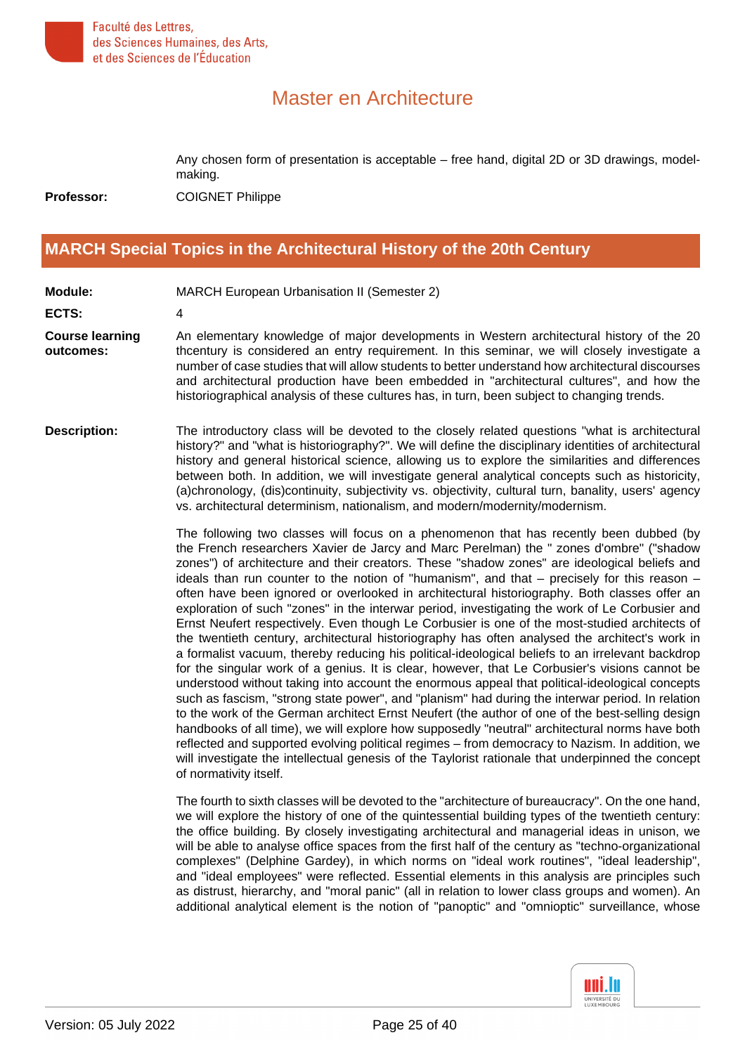Any chosen form of presentation is acceptable – free hand, digital 2D or 3D drawings, model-making.

**Professor:** COIGNET Philippe

## MARCH Special Topics in the Architectural History of the 20th Century

**Module:** MARCH European Urbanisation II (Semester 2)

**ECTS:** 4

**Course learning outcomes:** An elementary knowledge of major developments in Western architectural history of the 20 thcentury is considered an entry requirement. In this seminar, we will closely investigate a number of case studies that will allow students to better understand how architectural discourses and architectural production have been embedded in "architectural cultures", and how the historiographical analysis of these cultures has, in turn, been subject to changing trends.

**Description:** The introductory class will be devoted to the closely related questions "what is architectural history?" and "what is historiography?". We will define the disciplinary identities of architectural history and general historical science, allowing us to explore the similarities and differences between both. In addition, we will investigate general analytical concepts such as historicity, (a)chronology, (dis)continuity, subjectivity vs. objectivity, cultural turn, banality, users' agency vs. architectural determinism, nationalism, and modern/modernity/modernism.

The following two classes will focus on a phenomenon that has recently been dubbed (by the French researchers Xavier de Jarcy and Marc Perelman) the " zones d'ombre" ("shadow zones") of architecture and their creators. These "shadow zones" are ideological beliefs and ideals than run counter to the notion of "humanism", and that – precisely for this reason – often have been ignored or overlooked in architectural historiography. Both classes offer an exploration of such "zones" in the interwar period, investigating the work of Le Corbusier and Ernst Neufert respectively. Even though Le Corbusier is one of the most-studied architects of the twentieth century, architectural historiography has often analysed the architect's work in a formalist vacuum, thereby reducing his political-ideological beliefs to an irrelevant backdrop for the singular work of a genius. It is clear, however, that Le Corbusier's visions cannot be understood without taking into account the enormous appeal that political-ideological concepts such as fascism, "strong state power", and "planism" had during the interwar period. In relation to the work of the German architect Ernst Neufert (the author of one of the best-selling design handbooks of all time), we will explore how supposedly "neutral" architectural norms have both reflected and supported evolving political regimes – from democracy to Nazism. In addition, we will investigate the intellectual genesis of the Taylorist rationale that underpinned the concept of normativity itself.

The fourth to sixth classes will be devoted to the "architecture of bureaucracy". On the one hand, we will explore the history of one of the quintessential building types of the twentieth century: the office building. By closely investigating architectural and managerial ideas in unison, we will be able to analyse office spaces from the first half of the century as "techno-organizational complexes" (Delphine Gardey), in which norms on "ideal work routines", "ideal leadership", and "ideal employees" were reflected. Essential elements in this analysis are principles such as distrust, hierarchy, and "moral panic" (all in relation to lower class groups and women). An additional analytical element is the notion of "panoptic" and "omnioptic" surveillance, whose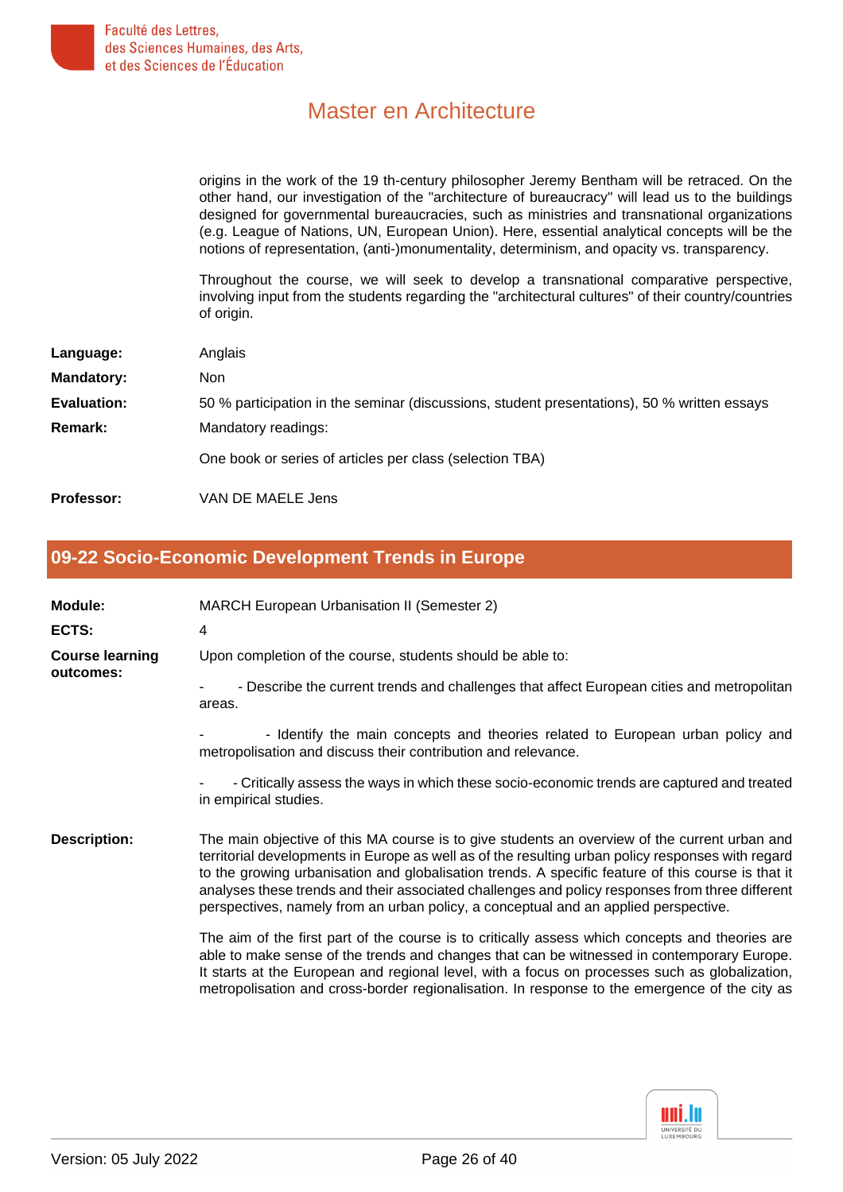origins in the work of the 19 th-century philosopher Jeremy Bentham will be retraced. On the other hand, our investigation of the "architecture of bureaucracy" will lead us to the buildings designed for governmental bureaucracies, such as ministries and transnational organizations (e.g. League of Nations, UN, European Union). Here, essential analytical concepts will be the notions of representation, (anti-)monumentality, determinism, and opacity vs. transparency.

Throughout the course, we will seek to develop a transnational comparative perspective, involving input from the students regarding the "architectural cultures" of their country/countries of origin.

**Language:** Anglais

**Mandatory:** Non

**Evaluation:** 50 % participation in the seminar (discussions, student presentations), 50 % written essays

**Remark:** Mandatory readings:

One book or series of articles per class (selection TBA)

**Professor:** VAN DE MAELE Jens

## 09-22 Socio-Economic Development Trends in Europe

**Module:** MARCH European Urbanisation II (Semester 2)

**ECTS:** 4

**Course learning outcomes:** Upon completion of the course, students should be able to:

- - Describe the current trends and challenges that affect European cities and metropolitan areas.
- - Identify the main concepts and theories related to European urban policy and metropolisation and discuss their contribution and relevance.
- - Critically assess the ways in which these socio-economic trends are captured and treated in empirical studies.

**Description:** The main objective of this MA course is to give students an overview of the current urban and territorial developments in Europe as well as of the resulting urban policy responses with regard to the growing urbanisation and globalisation trends. A specific feature of this course is that it analyses these trends and their associated challenges and policy responses from three different perspectives, namely from an urban policy, a conceptual and an applied perspective.

The aim of the first part of the course is to critically assess which concepts and theories are able to make sense of the trends and changes that can be witnessed in contemporary Europe. It starts at the European and regional level, with a focus on processes such as globalization, metropolisation and cross-border regionalisation. In response to the emergence of the city as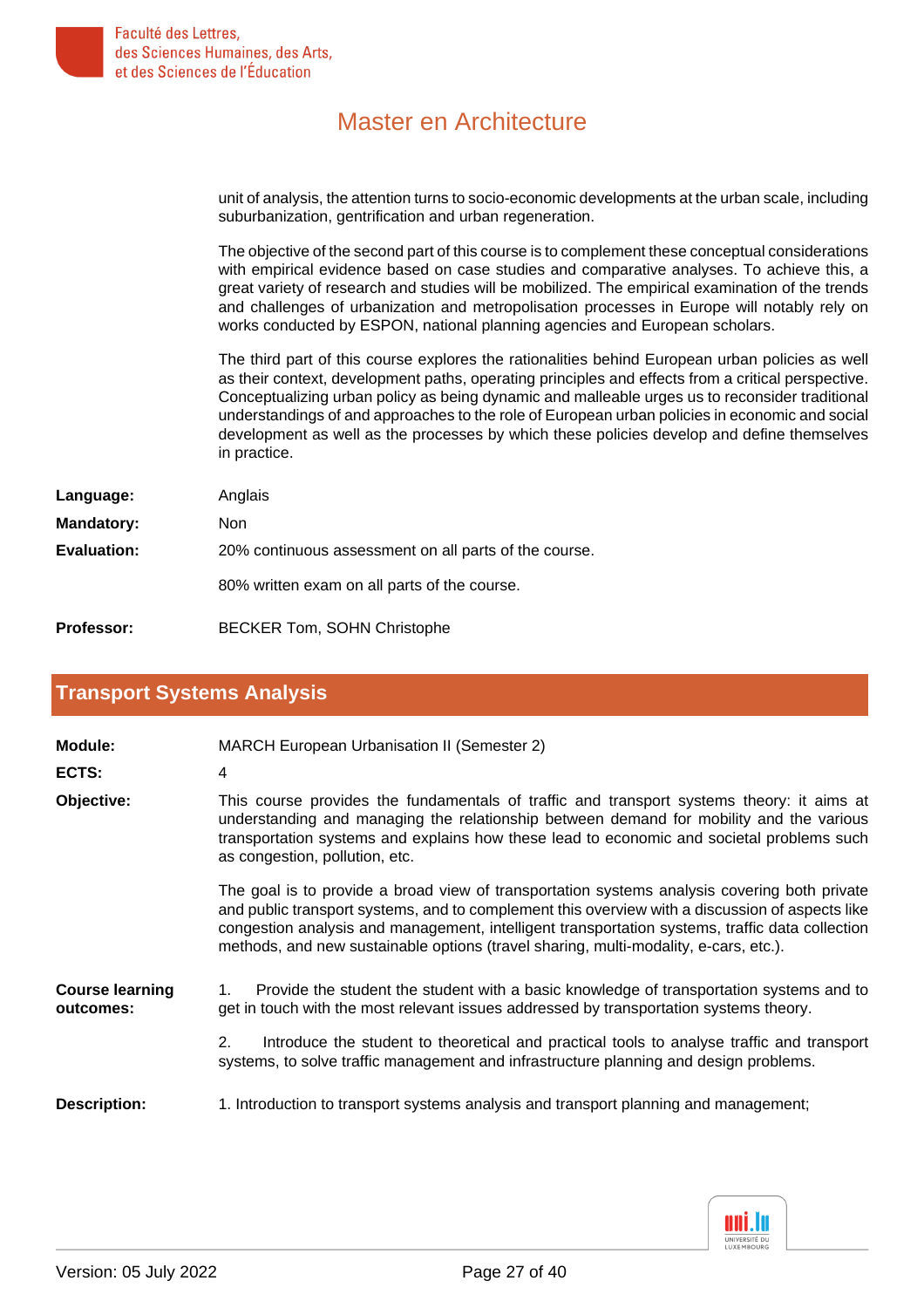unit of analysis, the attention turns to socio-economic developments at the urban scale, including suburbanization, gentrification and urban regeneration.

The objective of the second part of this course is to complement these conceptual considerations with empirical evidence based on case studies and comparative analyses. To achieve this, a great variety of research and studies will be mobilized. The empirical examination of the trends and challenges of urbanization and metropolisation processes in Europe will notably rely on works conducted by ESPON, national planning agencies and European scholars.

The third part of this course explores the rationalities behind European urban policies as well as their context, development paths, operating principles and effects from a critical perspective. Conceptualizing urban policy as being dynamic and malleable urges us to reconsider traditional understandings of and approaches to the role of European urban policies in economic and social development as well as the processes by which these policies develop and define themselves in practice.

**Language:** Anglais

**Mandatory:** Non

**Evaluation:** 20% continuous assessment on all parts of the course.

80% written exam on all parts of the course.

**Professor:** BECKER Tom, SOHN Christophe

## Transport Systems Analysis

**Module:** MARCH European Urbanisation II (Semester 2)

**ECTS:** 4

**Objective:** This course provides the fundamentals of traffic and transport systems theory: it aims at understanding and managing the relationship between demand for mobility and the various transportation systems and explains how these lead to economic and societal problems such as congestion, pollution, etc.

The goal is to provide a broad view of transportation systems analysis covering both private and public transport systems, and to complement this overview with a discussion of aspects like congestion analysis and management, intelligent transportation systems, traffic data collection methods, and new sustainable options (travel sharing, multi-modality, e-cars, etc.).

**Course learning outcomes:**

1. Provide the student the student with a basic knowledge of transportation systems and to get in touch with the most relevant issues addressed by transportation systems theory.

2. Introduce the student to theoretical and practical tools to analyse traffic and transport systems, to solve traffic management and infrastructure planning and design problems.

**Description:** 1. Introduction to transport systems analysis and transport planning and management;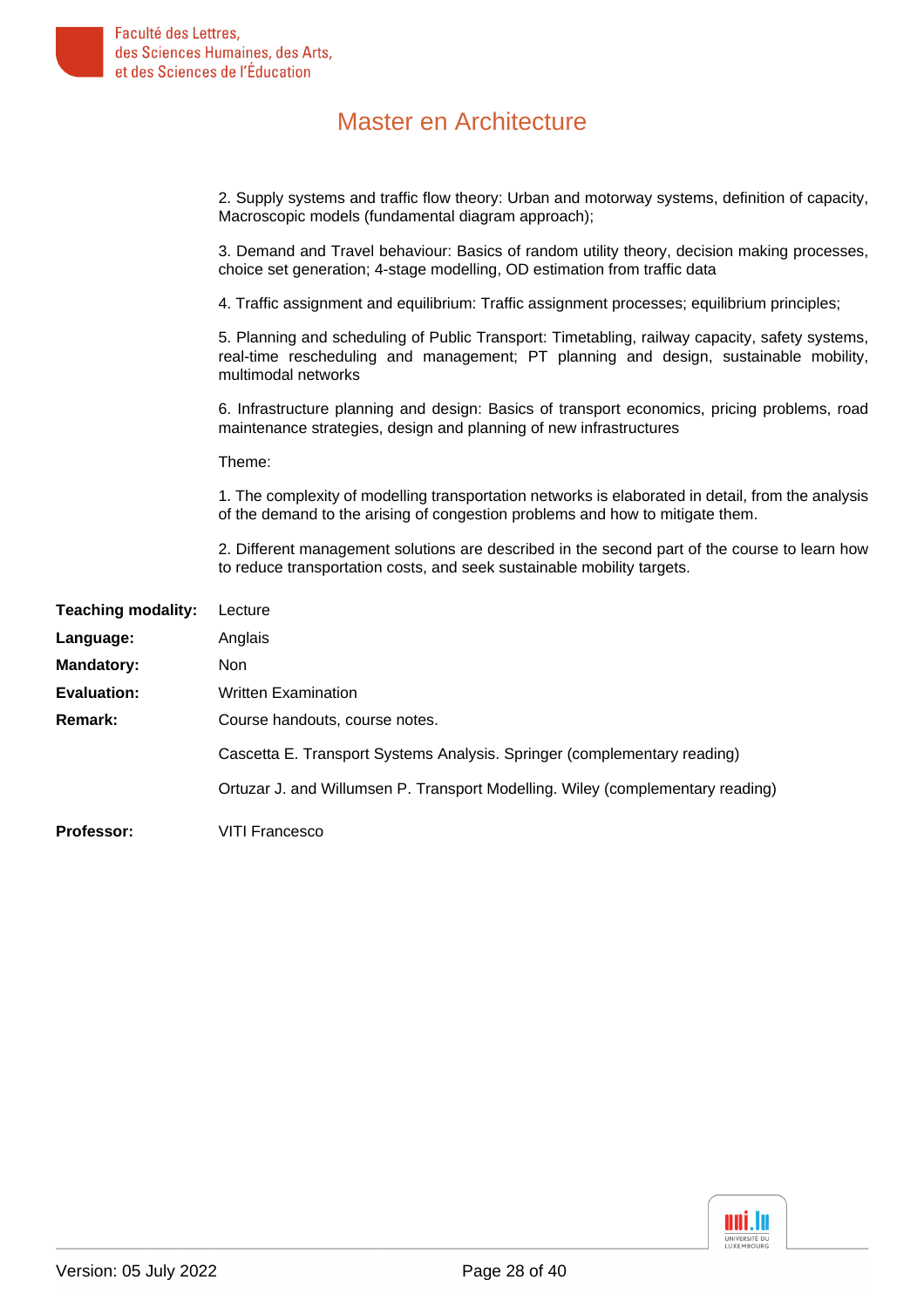2. Supply systems and traffic flow theory: Urban and motorway systems, definition of capacity, Macroscopic models (fundamental diagram approach);

3. Demand and Travel behaviour: Basics of random utility theory, decision making processes, choice set generation; 4-stage modelling, OD estimation from traffic data

4. Traffic assignment and equilibrium: Traffic assignment processes; equilibrium principles;

5. Planning and scheduling of Public Transport: Timetabling, railway capacity, safety systems, real-time rescheduling and management; PT planning and design, sustainable mobility, multimodal networks

6. Infrastructure planning and design: Basics of transport economics, pricing problems, road maintenance strategies, design and planning of new infrastructures

Theme:

1. The complexity of modelling transportation networks is elaborated in detail, from the analysis of the demand to the arising of congestion problems and how to mitigate them.

2. Different management solutions are described in the second part of the course to learn how to reduce transportation costs, and seek sustainable mobility targets.

**Teaching modality:** Lecture

**Language:** Anglais

**Mandatory:** Non

**Evaluation:** Written Examination

**Remark:** Course handouts, course notes.

Cascetta E. Transport Systems Analysis. Springer (complementary reading)

Ortuzar J. and Willumsen P. Transport Modelling. Wiley (complementary reading)

**Professor:** VITI Francesco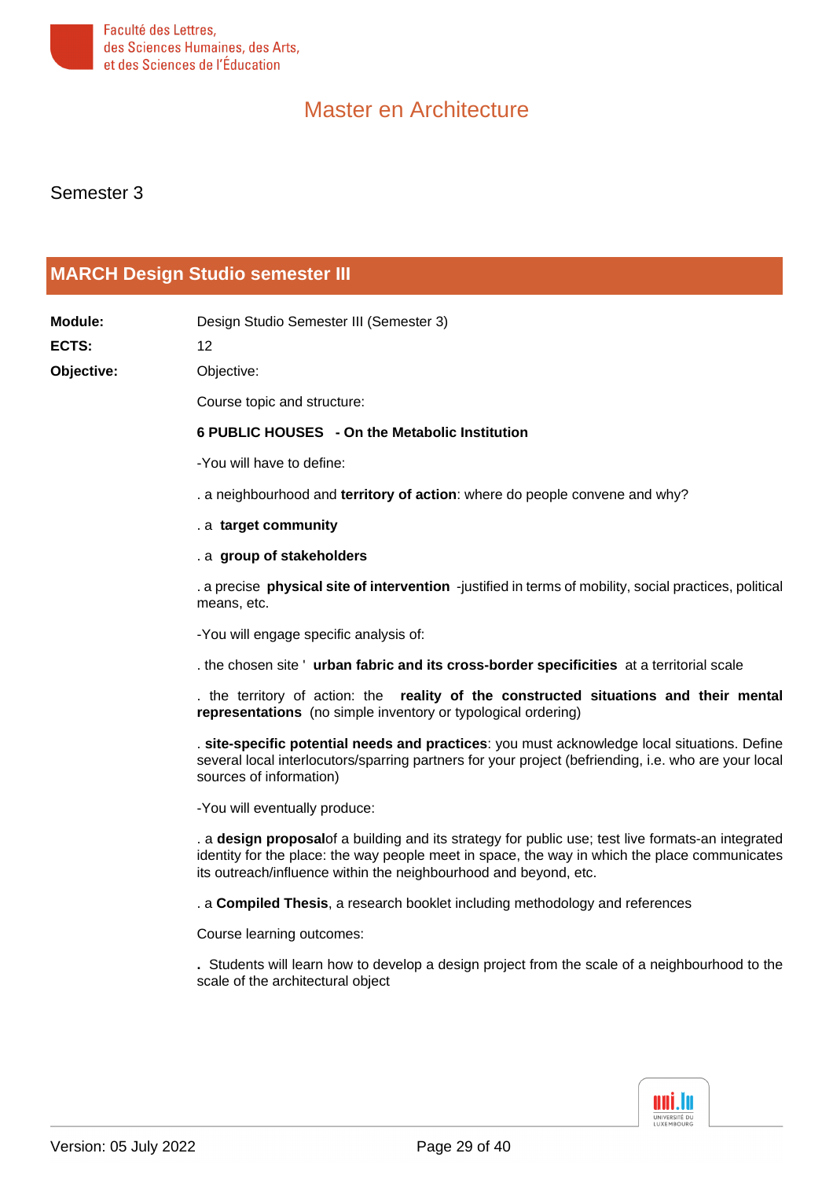# Master en Architecture

## Semester 3

## MARCH Design Studio semester III

**Module:** Design Studio Semester III (Semester 3)

**ECTS:** 12

**Objective:** Objective:

Course topic and structure:

**6 PUBLIC HOUSES - On the Metabolic Institution**

-You will have to define:

. a neighbourhood and **territory of action**: where do people convene and why?

. a **target community**

. a **group of stakeholders**

. a precise **physical site of intervention** -justified in terms of mobility, social practices, political means, etc.

-You will engage specific analysis of:

. the chosen site ' **urban fabric and its cross-border specificities** at a territorial scale

. the territory of action: the **reality of the constructed situations and their mental representations** (no simple inventory or typological ordering)

. **site-specific potential needs and practices**: you must acknowledge local situations. Define several local interlocutors/sparring partners for your project (befriending, i.e. who are your local sources of information)

-You will eventually produce:

. a **design proposal**of a building and its strategy for public use; test live formats-an integrated identity for the place: the way people meet in space, the way in which the place communicates its outreach/influence within the neighbourhood and beyond, etc.

. a **Compiled Thesis**, a research booklet including methodology and references

Course learning outcomes:

**.** Students will learn how to develop a design project from the scale of a neighbourhood to the scale of the architectural object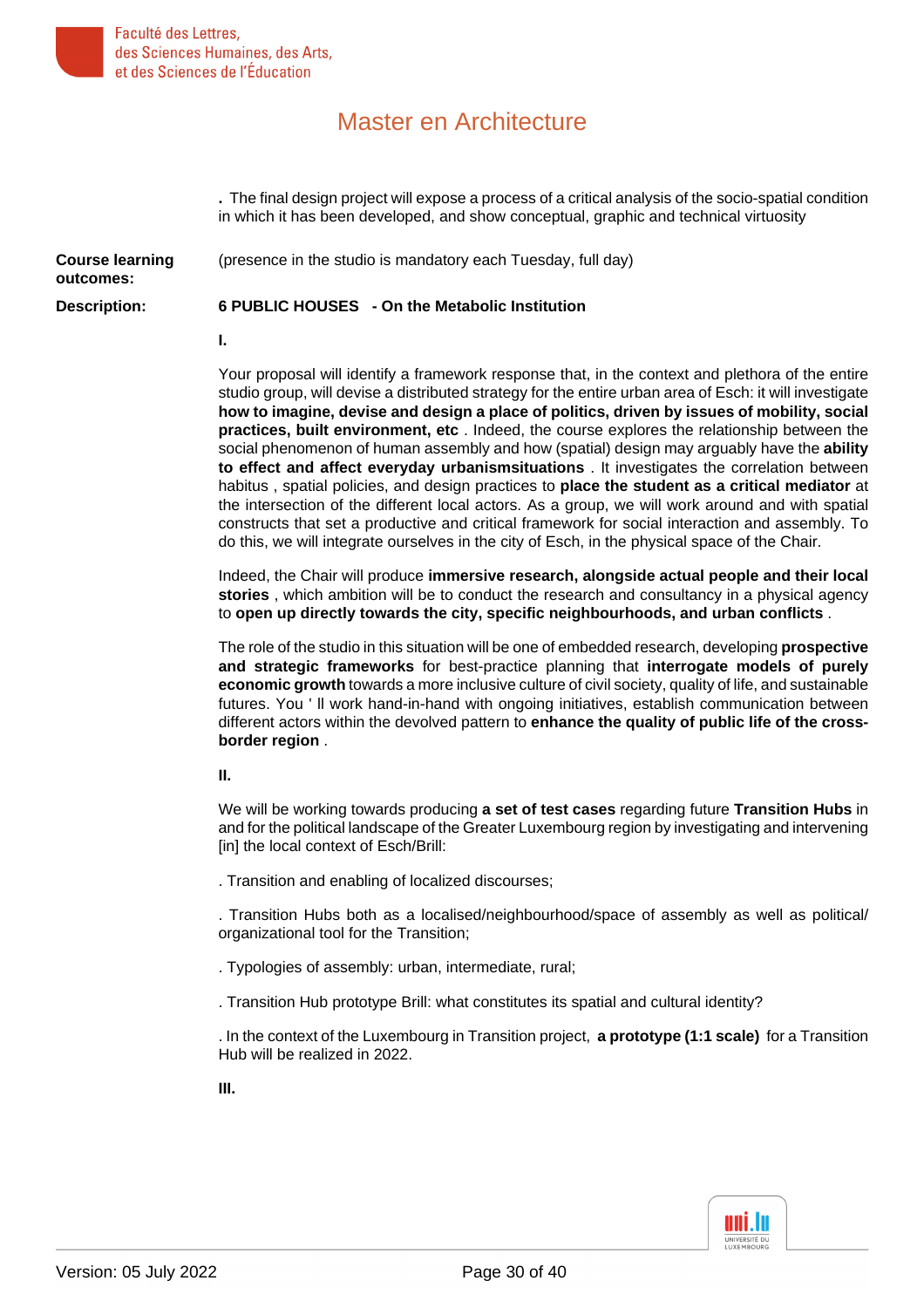**.** The final design project will expose a process of a critical analysis of the socio-spatial condition in which it has been developed, and show conceptual, graphic and technical virtuosity

**Course learning outcomes:** (presence in the studio is mandatory each Tuesday, full day)

**Description:** **6 PUBLIC HOUSES - On the Metabolic Institution**

**I.**

Your proposal will identify a framework response that, in the context and plethora of the entire studio group, will devise a distributed strategy for the entire urban area of Esch: it will investigate **how to imagine, devise and design a place of politics, driven by issues of mobility, social practices, built environment, etc** . Indeed, the course explores the relationship between the social phenomenon of human assembly and how (spatial) design may arguably have the **ability to effect and affect everyday urbanismsituations** . It investigates the correlation between habitus , spatial policies, and design practices to **place the student as a critical mediator** at the intersection of the different local actors. As a group, we will work around and with spatial constructs that set a productive and critical framework for social interaction and assembly. To do this, we will integrate ourselves in the city of Esch, in the physical space of the Chair.

Indeed, the Chair will produce **immersive research, alongside actual people and their local stories** , which ambition will be to conduct the research and consultancy in a physical agency to **open up directly towards the city, specific neighbourhoods, and urban conflicts** .

The role of the studio in this situation will be one of embedded research, developing **prospective and strategic frameworks** for best-practice planning that **interrogate models of purely economic growth** towards a more inclusive culture of civil society, quality of life, and sustainable futures. You ' ll work hand-in-hand with ongoing initiatives, establish communication between different actors within the devolved pattern to **enhance the quality of public life of the cross-border region** .

**II.**

We will be working towards producing **a set of test cases** regarding future **Transition Hubs** in and for the political landscape of the Greater Luxembourg region by investigating and intervening [in] the local context of Esch/Brill:

. Transition and enabling of localized discourses;

. Transition Hubs both as a localised/neighbourhood/space of assembly as well as political/organizational tool for the Transition;

. Typologies of assembly: urban, intermediate, rural;

. Transition Hub prototype Brill: what constitutes its spatial and cultural identity?

. In the context of the Luxembourg in Transition project, **a prototype (1:1 scale)** for a Transition Hub will be realized in 2022.

**III.**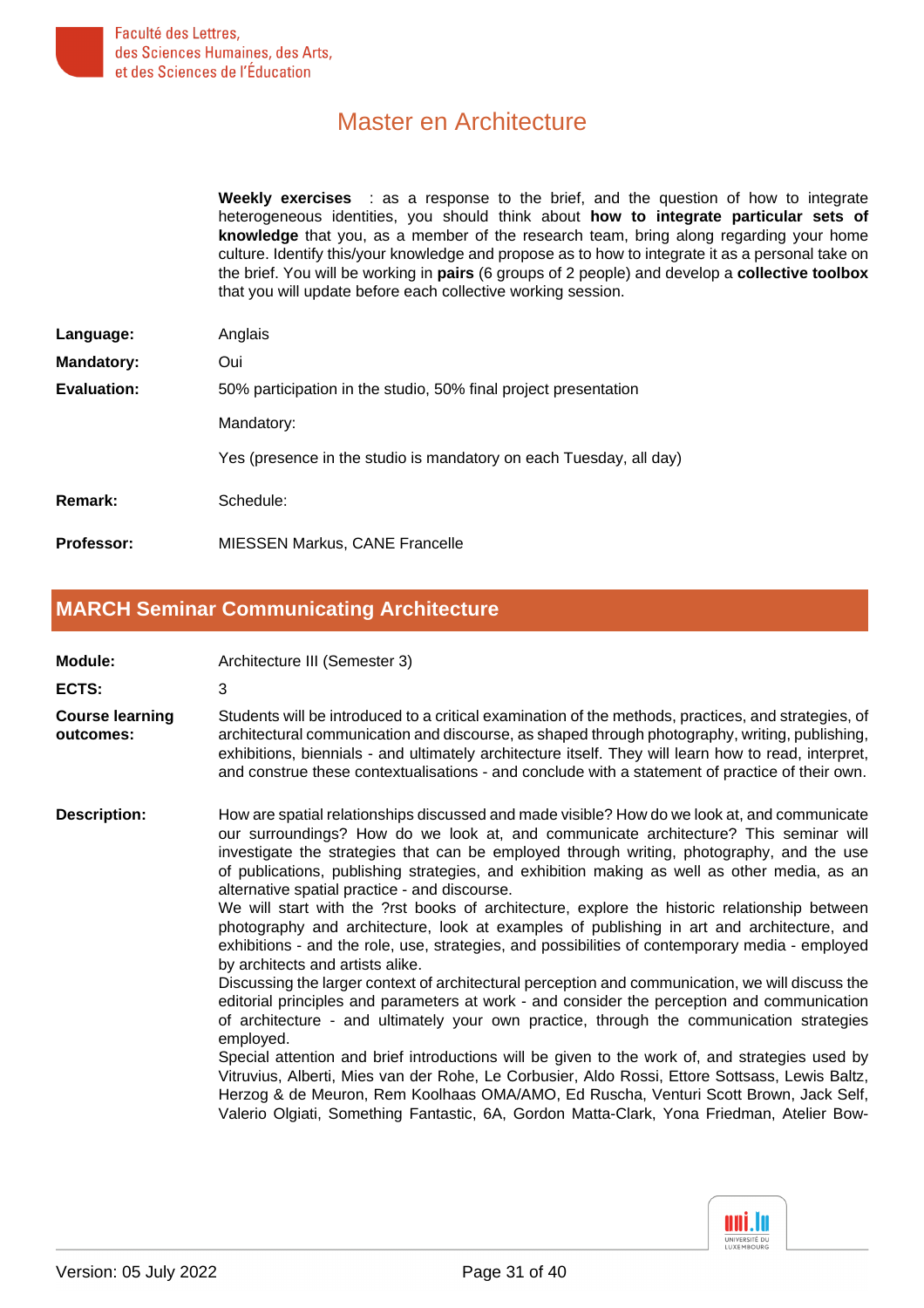**Weekly exercises** : as a response to the brief, and the question of how to integrate heterogeneous identities, you should think about **how to integrate particular sets of knowledge** that you, as a member of the research team, bring along regarding your home culture. Identify this/your knowledge and propose as to how to integrate it as a personal take on the brief. You will be working in **pairs** (6 groups of 2 people) and develop a **collective toolbox** that you will update before each collective working session.

**Language:** Anglais

**Mandatory:** Oui

**Evaluation:** 50% participation in the studio, 50% final project presentation

Mandatory:

Yes (presence in the studio is mandatory on each Tuesday, all day)

**Remark:** Schedule:

**Professor:** MIESSEN Markus, CANE Francelle

## MARCH Seminar Communicating Architecture

**Module:** Architecture III (Semester 3)

**ECTS:** 3

**Course learning outcomes:** Students will be introduced to a critical examination of the methods, practices, and strategies, of architectural communication and discourse, as shaped through photography, writing, publishing, exhibitions, biennials - and ultimately architecture itself. They will learn how to read, interpret, and construe these contextualisations - and conclude with a statement of practice of their own.

**Description:** How are spatial relationships discussed and made visible? How do we look at, and communicate our surroundings? How do we look at, and communicate architecture? This seminar will investigate the strategies that can be employed through writing, photography, and the use of publications, publishing strategies, and exhibition making as well as other media, as an alternative spatial practice - and discourse.
We will start with the ?rst books of architecture, explore the historic relationship between photography and architecture, look at examples of publishing in art and architecture, and exhibitions - and the role, use, strategies, and possibilities of contemporary media - employed by architects and artists alike.
Discussing the larger context of architectural perception and communication, we will discuss the editorial principles and parameters at work - and consider the perception and communication of architecture - and ultimately your own practice, through the communication strategies employed.
Special attention and brief introductions will be given to the work of, and strategies used by Vitruvius, Alberti, Mies van der Rohe, Le Corbusier, Aldo Rossi, Ettore Sottsass, Lewis Baltz, Herzog & de Meuron, Rem Koolhaas OMA/AMO, Ed Ruscha, Venturi Scott Brown, Jack Self, Valerio Olgiati, Something Fantastic, 6A, Gordon Matta-Clark, Yona Friedman, Atelier Bow-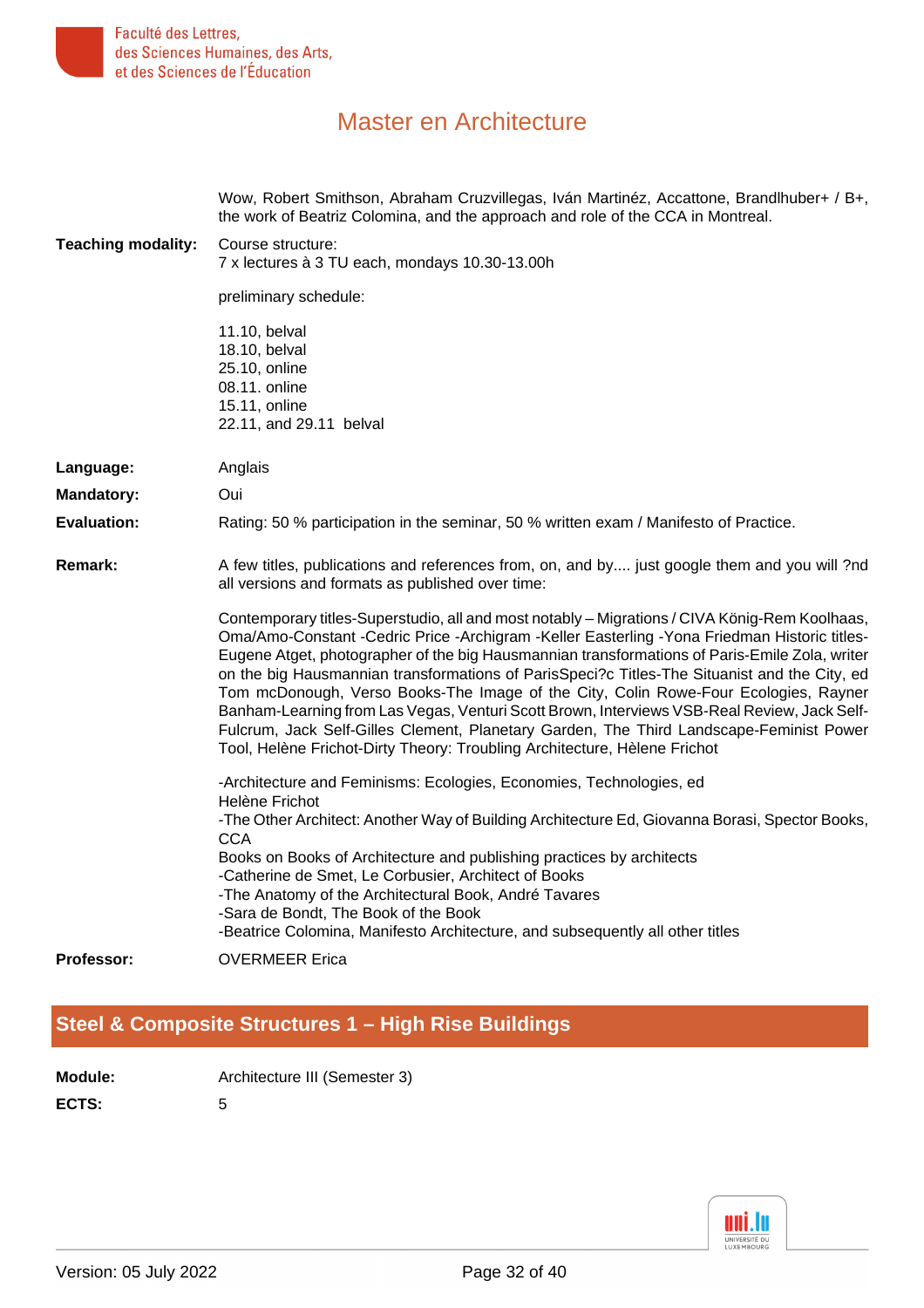Wow, Robert Smithson, Abraham Cruzvillegas, Iván Martinéz, Accattone, Brandlhuber+ / B+, the work of Beatriz Colomina, and the approach and role of the CCA in Montreal.

**Teaching modality:** Course structure:
7 x lectures à 3 TU each, mondays 10.30-13.00h

preliminary schedule:

11.10, belval
18.10, belval
25.10, online
08.11. online
15.11, online
22.11, and 29.11 belval

**Language:** Anglais

**Mandatory:** Oui

**Evaluation:** Rating: 50 % participation in the seminar, 50 % written exam / Manifesto of Practice.

**Remark:** A few titles, publications and references from, on, and by.... just google them and you will ?nd all versions and formats as published over time:

Contemporary titles-Superstudio, all and most notably – Migrations / CIVA König-Rem Koolhaas, Oma/Amo-Constant -Cedric Price -Archigram -Keller Easterling -Yona Friedman Historic titles-Eugene Atget, photographer of the big Hausmannian transformations of Paris-Emile Zola, writer on the big Hausmannian transformations of ParisSpeci?c Titles-The Situanist and the City, ed Tom mcDonough, Verso Books-The Image of the City, Colin Rowe-Four Ecologies, Rayner Banham-Learning from Las Vegas, Venturi Scott Brown, Interviews VSB-Real Review, Jack Self-Fulcrum, Jack Self-Gilles Clement, Planetary Garden, The Third Landscape-Feminist Power Tool, Helène Frichot-Dirty Theory: Troubling Architecture, Hèlene Frichot

-Architecture and Feminisms: Ecologies, Economies, Technologies, ed
Helène Frichot
-The Other Architect: Another Way of Building Architecture Ed, Giovanna Borasi, Spector Books, CCA
Books on Books of Architecture and publishing practices by architects
-Catherine de Smet, Le Corbusier, Architect of Books
-The Anatomy of the Architectural Book, André Tavares
-Sara de Bondt, The Book of the Book
-Beatrice Colomina, Manifesto Architecture, and subsequently all other titles

**Professor:** OVERMEER Erica

## Steel & Composite Structures 1 – High Rise Buildings

**Module:** Architecture III (Semester 3)

**ECTS:** 5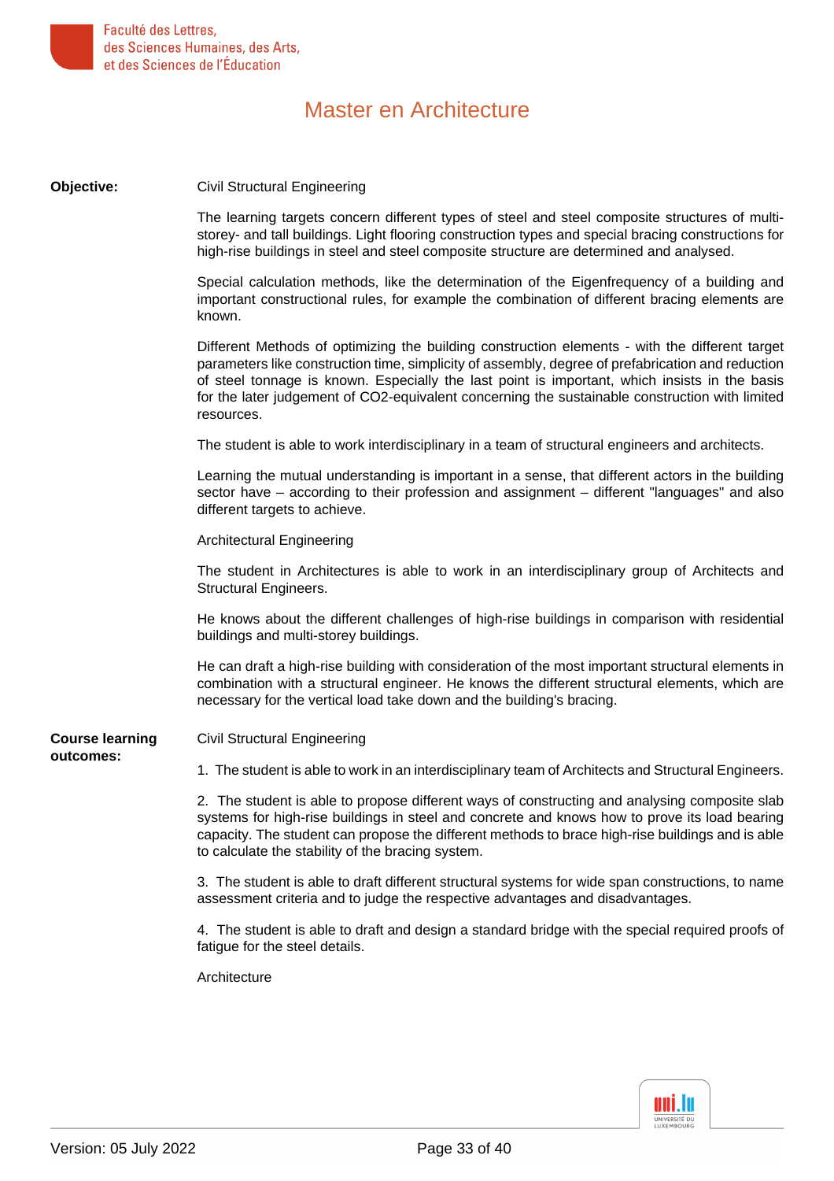**Objective:**

Civil Structural Engineering

The learning targets concern different types of steel and steel composite structures of multi-storey- and tall buildings. Light flooring construction types and special bracing constructions for high-rise buildings in steel and steel composite structure are determined and analysed.

Special calculation methods, like the determination of the Eigenfrequency of a building and important constructional rules, for example the combination of different bracing elements are known.

Different Methods of optimizing the building construction elements - with the different target parameters like construction time, simplicity of assembly, degree of prefabrication and reduction of steel tonnage is known. Especially the last point is important, which insists in the basis for the later judgement of $CO_2$-equivalent concerning the sustainable construction with limited resources.

The student is able to work interdisciplinary in a team of structural engineers and architects.

Learning the mutual understanding is important in a sense, that different actors in the building sector have – according to their profession and assignment – different "languages" and also different targets to achieve.

Architectural Engineering

The student in Architectures is able to work in an interdisciplinary group of Architects and Structural Engineers.

He knows about the different challenges of high-rise buildings in comparison with residential buildings and multi-storey buildings.

He can draft a high-rise building with consideration of the most important structural elements in combination with a structural engineer. He knows the different structural elements, which are necessary for the vertical load take down and the building's bracing.

**Course learning outcomes:**

Civil Structural Engineering

1. The student is able to work in an interdisciplinary team of Architects and Structural Engineers.

2. The student is able to propose different ways of constructing and analysing composite slab systems for high-rise buildings in steel and concrete and knows how to prove its load bearing capacity. The student can propose the different methods to brace high-rise buildings and is able to calculate the stability of the bracing system.

3. The student is able to draft different structural systems for wide span constructions, to name assessment criteria and to judge the respective advantages and disadvantages.

4. The student is able to draft and design a standard bridge with the special required proofs of fatigue for the steel details.

Architecture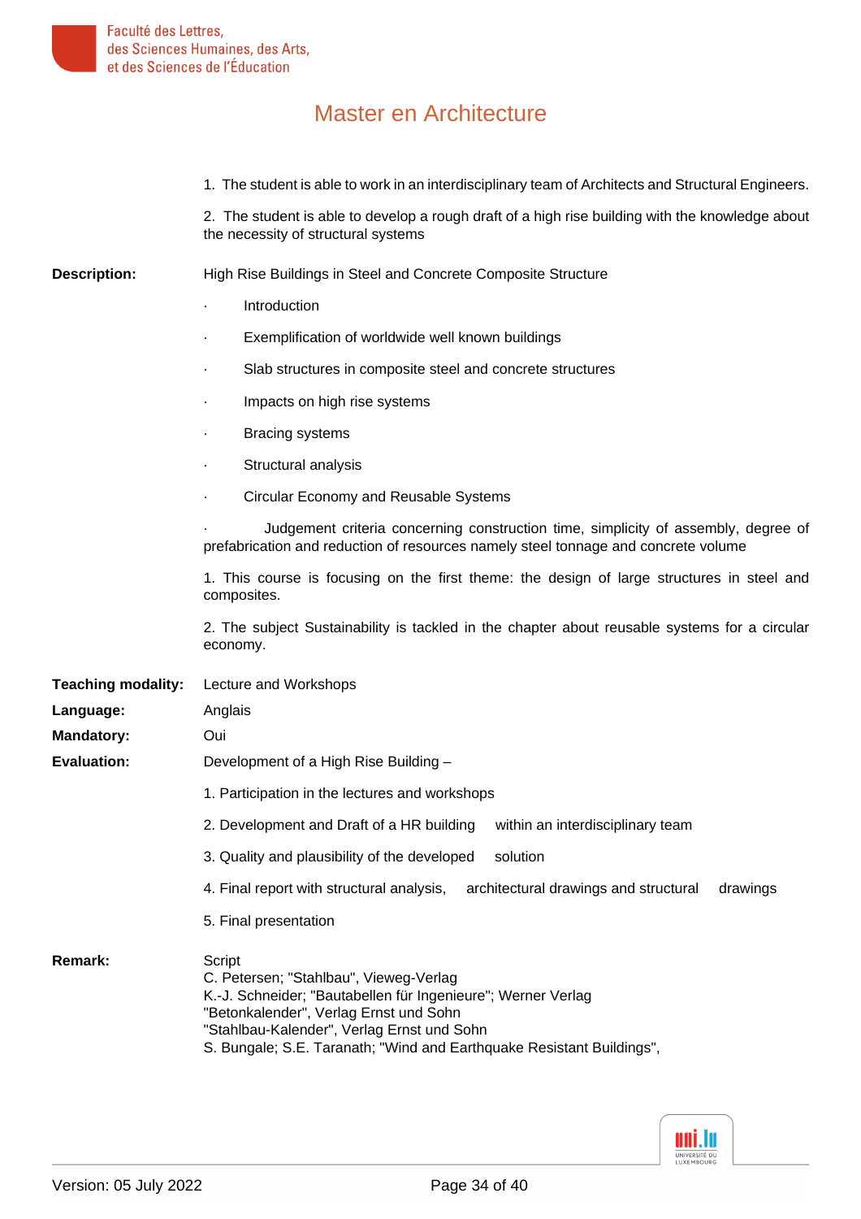# Master en Architecture

1. The student is able to work in an interdisciplinary team of Architects and Structural Engineers.

2. The student is able to develop a rough draft of a high rise building with the knowledge about the necessity of structural systems

**Description:** High Rise Buildings in Steel and Concrete Composite Structure

- Introduction
- Exemplification of worldwide well known buildings
- Slab structures in composite steel and concrete structures
- Impacts on high rise systems
- Bracing systems
- Structural analysis
- Circular Economy and Reusable Systems
- Judgement criteria concerning construction time, simplicity of assembly, degree of prefabrication and reduction of resources namely steel tonnage and concrete volume

1. This course is focusing on the first theme: the design of large structures in steel and composites.

2. The subject Sustainability is tackled in the chapter about reusable systems for a circular economy.

**Teaching modality:** Lecture and Workshops

**Language:** Anglais

**Mandatory:** Oui

**Evaluation:** Development of a High Rise Building –

1. Participation in the lectures and workshops
2. Development and Draft of a HR building within an interdisciplinary team
3. Quality and plausibility of the developed solution
4. Final report with structural analysis, architectural drawings and structural drawings
5. Final presentation

**Remark:** Script
C. Petersen; "Stahlbau", Vieweg-Verlag
K.-J. Schneider; "Bautabellen für Ingenieure"; Werner Verlag
"Betonkalender", Verlag Ernst und Sohn
"Stahlbau-Kalender", Verlag Ernst und Sohn
S. Bungale; S.E. Taranath; "Wind and Earthquake Resistant Buildings",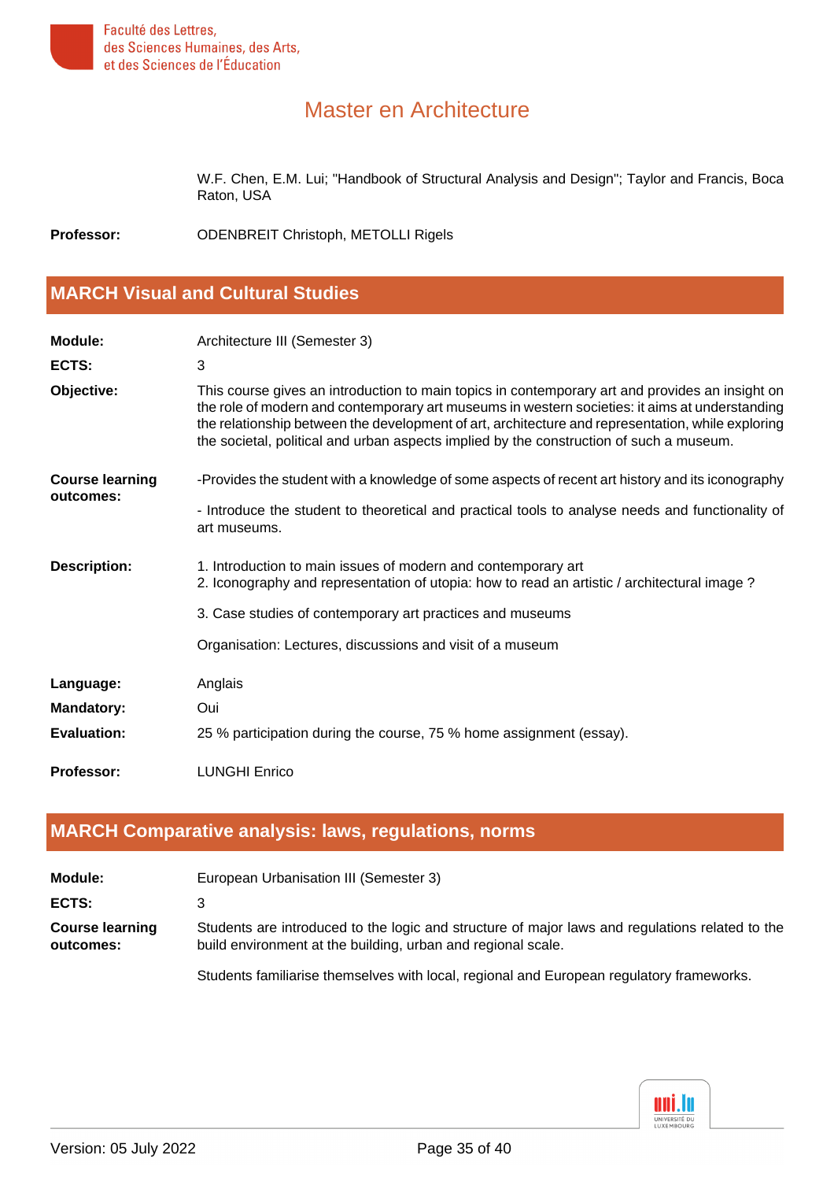W.F. Chen, E.M. Lui; "Handbook of Structural Analysis and Design"; Taylor and Francis, Boca Raton, USA

**Professor:** ODENBREIT Christoph, METOLLI Rigels

## MARCH Visual and Cultural Studies

**Module:** Architecture III (Semester 3)

**ECTS:** 3

**Objective:** This course gives an introduction to main topics in contemporary art and provides an insight on the role of modern and contemporary art museums in western societies: it aims at understanding the relationship between the development of art, architecture and representation, while exploring the societal, political and urban aspects implied by the construction of such a museum.

**Course learning outcomes:**

-Provides the student with a knowledge of some aspects of recent art history and its iconography

- Introduce the student to theoretical and practical tools to analyse needs and functionality of art museums.

**Description:**

1. Introduction to main issues of modern and contemporary art
2. Iconography and representation of utopia: how to read an artistic / architectural image ?
3. Case studies of contemporary art practices and museums

Organisation: Lectures, discussions and visit of a museum

**Language:** Anglais

**Mandatory:** Oui

**Evaluation:** 25 % participation during the course, 75 % home assignment (essay).

**Professor:** LUNGHI Enrico

## MARCH Comparative analysis: laws, regulations, norms

**Module:** European Urbanisation III (Semester 3)

**ECTS:** 3

**Course learning outcomes:**

Students are introduced to the logic and structure of major laws and regulations related to the build environment at the building, urban and regional scale.

Students familiarise themselves with local, regional and European regulatory frameworks.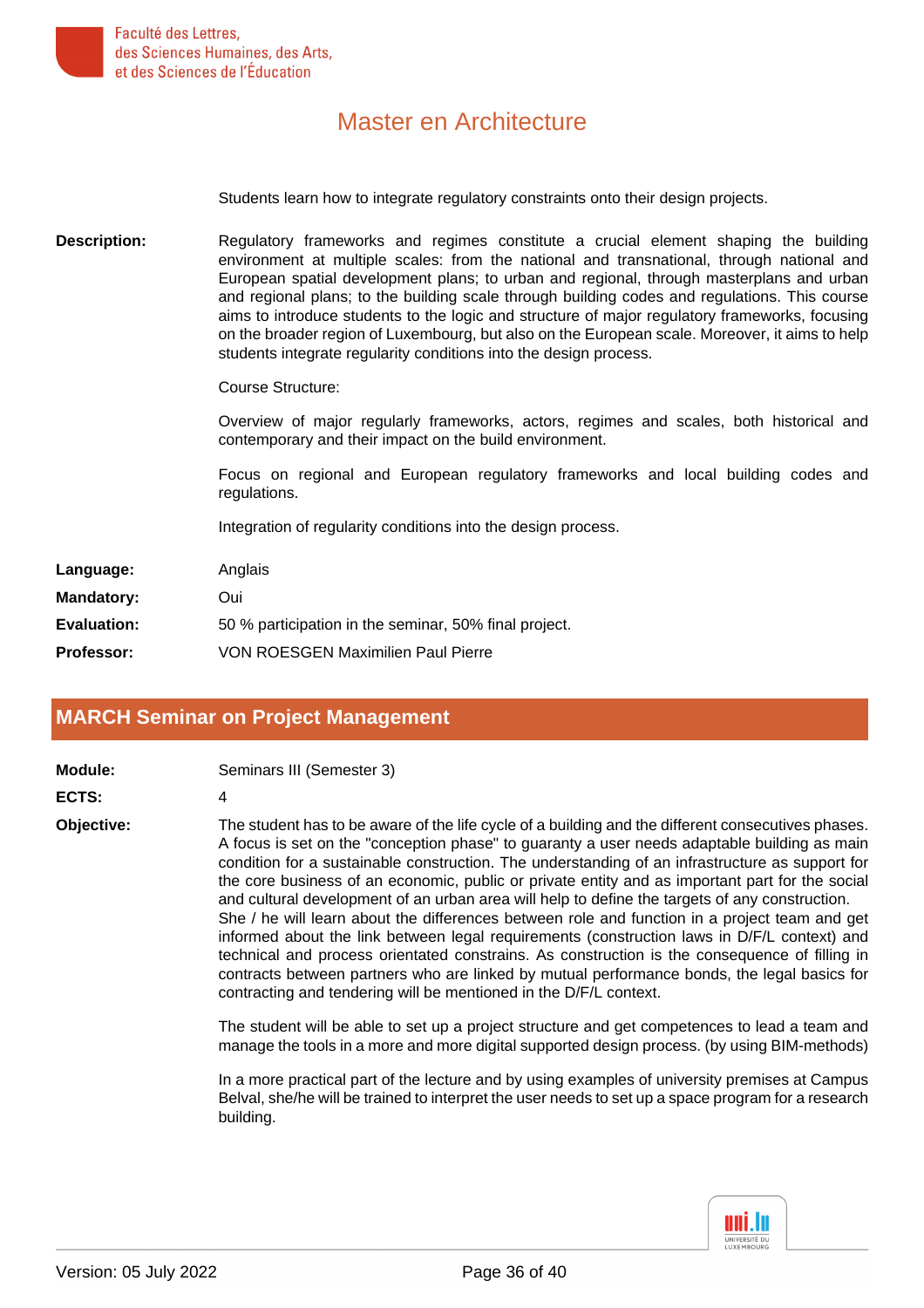Students learn how to integrate regulatory constraints onto their design projects.

**Description:** Regulatory frameworks and regimes constitute a crucial element shaping the building environment at multiple scales: from the national and transnational, through national and European spatial development plans; to urban and regional, through masterplans and urban and regional plans; to the building scale through building codes and regulations. This course aims to introduce students to the logic and structure of major regulatory frameworks, focusing on the broader region of Luxembourg, but also on the European scale. Moreover, it aims to help students integrate regularity conditions into the design process.

Course Structure:

Overview of major regularly frameworks, actors, regimes and scales, both historical and contemporary and their impact on the build environment.

Focus on regional and European regulatory frameworks and local building codes and regulations.

Integration of regularity conditions into the design process.

**Language:** Anglais

**Mandatory:** Oui

**Evaluation:** 50 % participation in the seminar, 50% final project.

**Professor:** VON ROESGEN Maximilien Paul Pierre

## MARCH Seminar on Project Management

**Module:** Seminars III (Semester 3)

**ECTS:** 4

**Objective:** The student has to be aware of the life cycle of a building and the different consecutives phases. A focus is set on the "conception phase" to guaranty a user needs adaptable building as main condition for a sustainable construction. The understanding of an infrastructure as support for the core business of an economic, public or private entity and as important part for the social and cultural development of an urban area will help to define the targets of any construction. She / he will learn about the differences between role and function in a project team and get informed about the link between legal requirements (construction laws in D/F/L context) and technical and process orientated constrains. As construction is the consequence of filling in contracts between partners who are linked by mutual performance bonds, the legal basics for contracting and tendering will be mentioned in the D/F/L context.

The student will be able to set up a project structure and get competences to lead a team and manage the tools in a more and more digital supported design process. (by using BIM-methods)

In a more practical part of the lecture and by using examples of university premises at Campus Belval, she/he will be trained to interpret the user needs to set up a space program for a research building.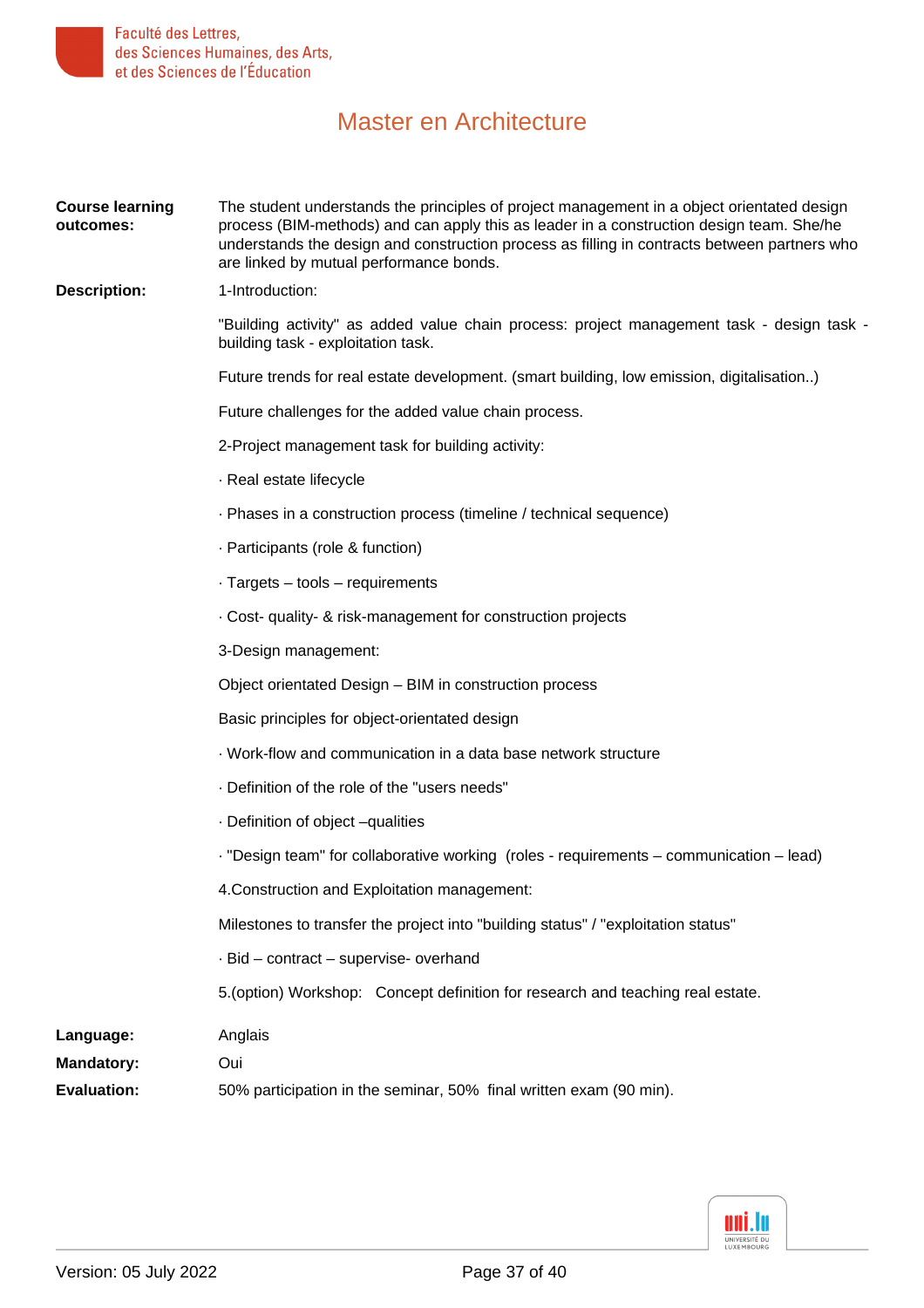# Master en Architecture

**Course learning outcomes:** The student understands the principles of project management in a object orientated design process (BIM-methods) and can apply this as leader in a construction design team. She/he understands the design and construction process as filling in contracts between partners who are linked by mutual performance bonds.

**Description:** 1-Introduction:

"Building activity" as added value chain process: project management task - design task - building task - exploitation task.

Future trends for real estate development. (smart building, low emission, digitalisation..)

Future challenges for the added value chain process.

2-Project management task for building activity:

· Real estate lifecycle

· Phases in a construction process (timeline / technical sequence)

· Participants (role & function)

· Targets – tools – requirements

· Cost- quality- & risk-management for construction projects

3-Design management:

Object orientated Design – BIM in construction process

Basic principles for object-orientated design

· Work-flow and communication in a data base network structure

· Definition of the role of the "users needs"

· Definition of object –qualities

· "Design team" for collaborative working (roles - requirements – communication – lead)

4.Construction and Exploitation management:

Milestones to transfer the project into "building status" / "exploitation status"

· Bid – contract – supervise- overhand

5.(option) Workshop: Concept definition for research and teaching real estate.

**Language:** Anglais

**Mandatory:** Oui

**Evaluation:** 50% participation in the seminar, 50% final written exam (90 min).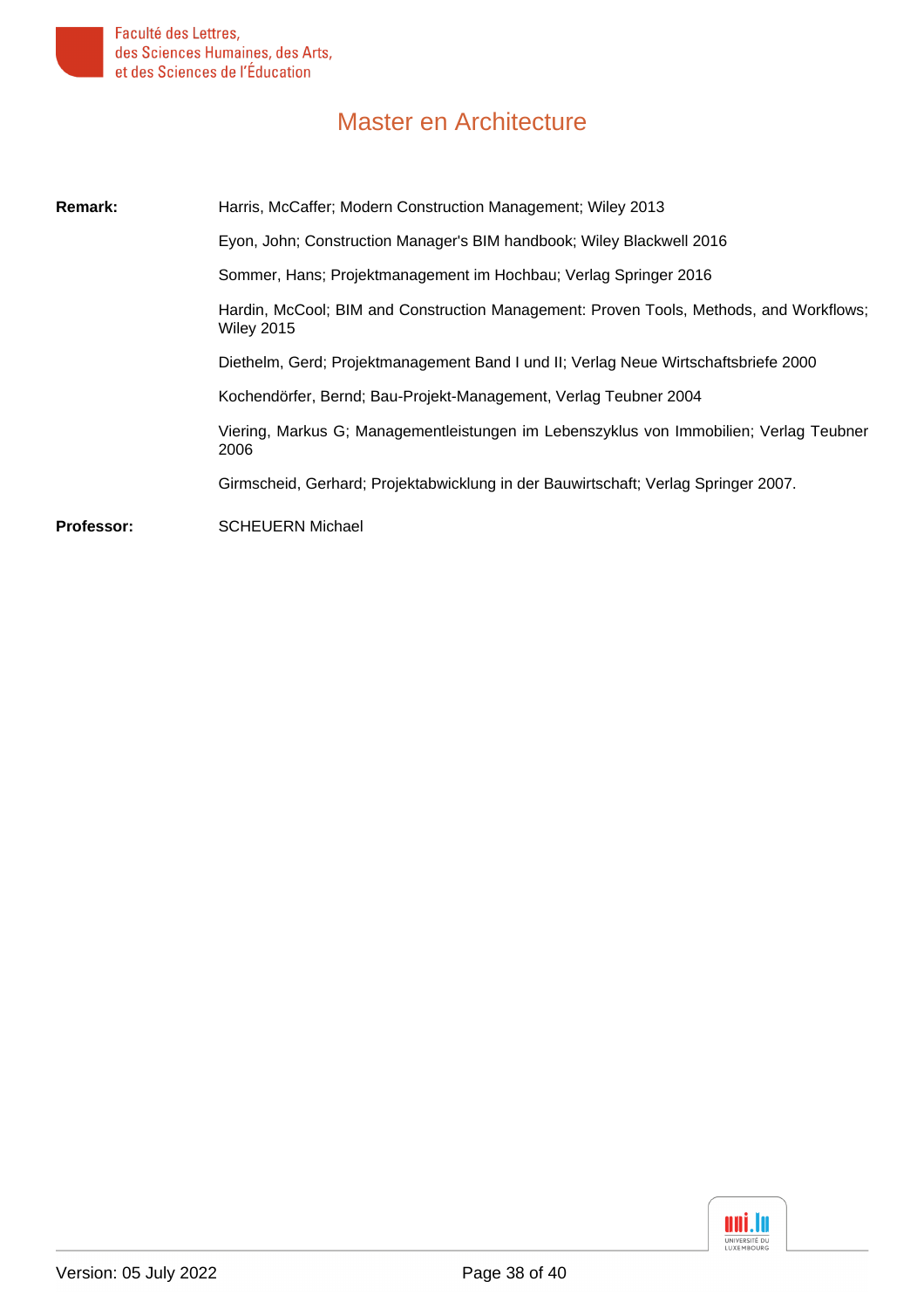# Master en Architecture

**Remark:** Harris, McCaffer; Modern Construction Management; Wiley 2013

Eyon, John; Construction Manager's BIM handbook; Wiley Blackwell 2016

Sommer, Hans; Projektmanagement im Hochbau; Verlag Springer 2016

Hardin, McCool; BIM and Construction Management: Proven Tools, Methods, and Workflows; Wiley 2015

Diethelm, Gerd; Projektmanagement Band I und II; Verlag Neue Wirtschaftsbriefe 2000

Kochendörfer, Bernd; Bau-Projekt-Management, Verlag Teubner 2004

Viering, Markus G; Managementleistungen im Lebenszyklus von Immobilien; Verlag Teubner 2006

Girmscheid, Gerhard; Projektabwicklung in der Bauwirtschaft; Verlag Springer 2007.

**Professor:** SCHEUERN Michael

Version: 05 July 2022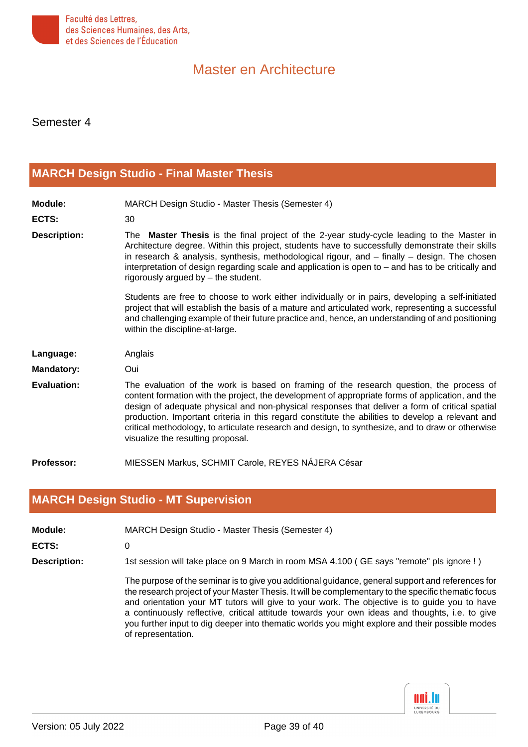# Master en Architecture

Semester 4

## MARCH Design Studio - Final Master Thesis

**Module:** MARCH Design Studio - Master Thesis (Semester 4)

**ECTS:** 30

**Description:** The **Master Thesis** is the final project of the 2-year study-cycle leading to the Master in Architecture degree. Within this project, students have to successfully demonstrate their skills in research & analysis, synthesis, methodological rigour, and – finally – design. The chosen interpretation of design regarding scale and application is open to – and has to be critically and rigorously argued by – the student.

Students are free to choose to work either individually or in pairs, developing a self-initiated project that will establish the basis of a mature and articulated work, representing a successful and challenging example of their future practice and, hence, an understanding of and positioning within the discipline-at-large.

**Language:** Anglais

**Mandatory:** Oui

**Evaluation:** The evaluation of the work is based on framing of the research question, the process of content formation with the project, the development of appropriate forms of application, and the design of adequate physical and non-physical responses that deliver a form of critical spatial production. Important criteria in this regard constitute the abilities to develop a relevant and critical methodology, to articulate research and design, to synthesize, and to draw or otherwise visualize the resulting proposal.

**Professor:** MIESSEN Markus, SCHMIT Carole, REYES NÁJERA César

## MARCH Design Studio - MT Supervision

**Module:** MARCH Design Studio - Master Thesis (Semester 4)

**ECTS:** 0

**Description:** 1st session will take place on 9 March in room MSA 4.100 ( GE says "remote" pls ignore ! )

The purpose of the seminar is to give you additional guidance, general support and references for the research project of your Master Thesis. It will be complementary to the specific thematic focus and orientation your MT tutors will give to your work. The objective is to guide you to have a continuously reflective, critical attitude towards your own ideas and thoughts, i.e. to give you further input to dig deeper into thematic worlds you might explore and their possible modes of representation.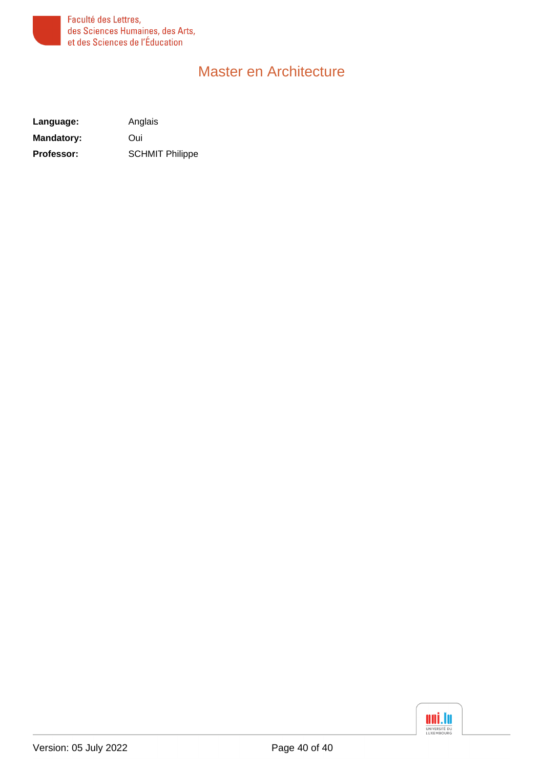# Master en Architecture

| | |
|---|---|
| **Language:** | Anglais |
| **Mandatory:** | Oui |
| **Professor:** | SCHMIT Philippe |